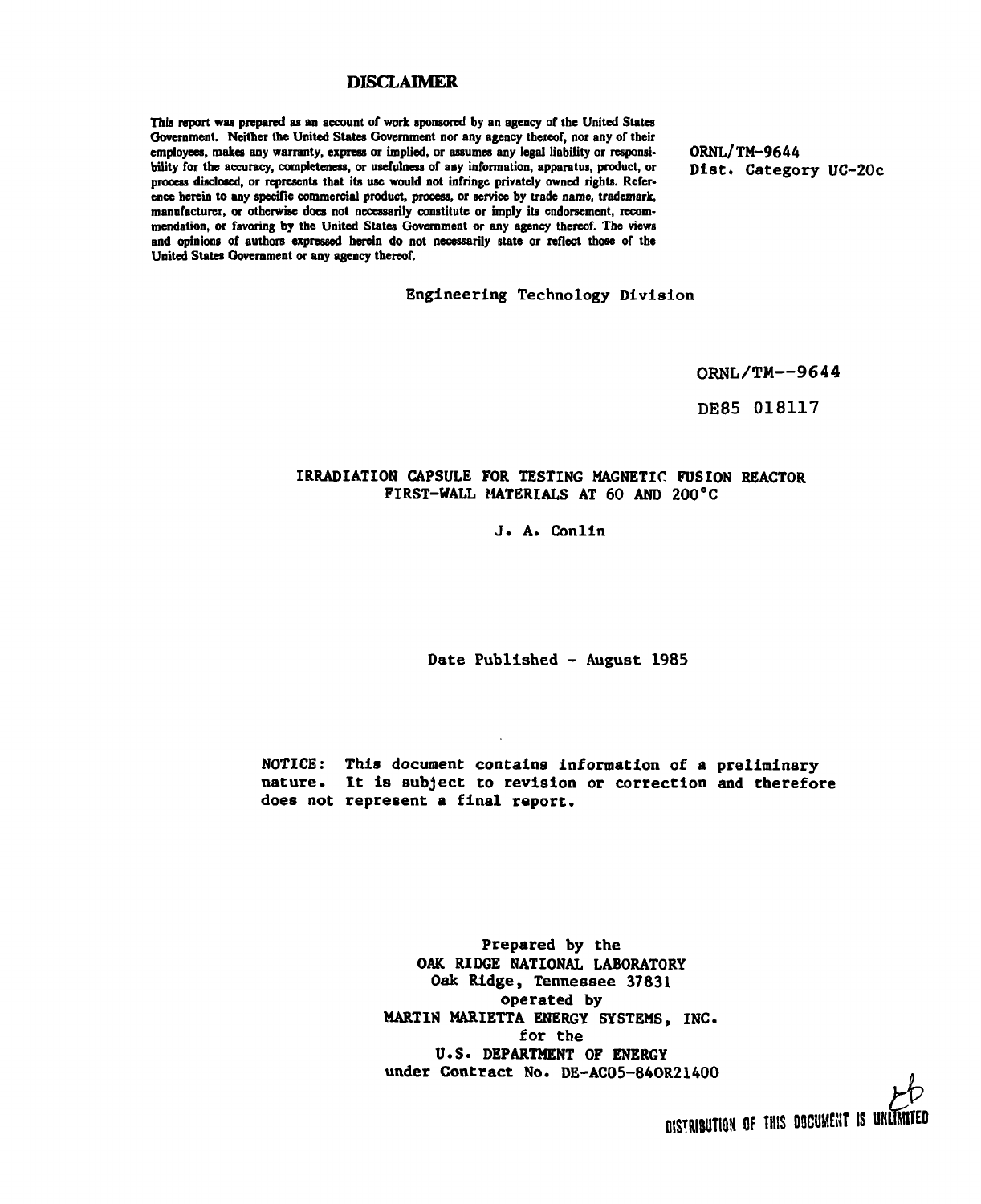## DISCLAIMER

This report was prepared as an account of work sponsored by an agency of the United States Government. Neither the United States Government nor any agency thereof, nor any of their employees, makes any warranty, express or implied, or assumes any legal liability or responsibility for the accuracy, completeness, or usefulness of any information, apparatus, product, or process disclosed, or represents that its use would not infringe privately owned rights. Reference herein to any specific commercial product, process, or service by trade name, trademark, manufacturer, or otherwise does not necessarily constitute or imply its endorsement, recommendation, or favoring by the United States Government or any agency thereof. The views and opinions of authors expressed herein do not necessarily state or reflect those of the United States Government or any agency thereof.

ORNL/TM-9644
Dist. Category UC-20c

Engineering Technology Division

ORNL/TM--9644

DE85 018117

# IRRADIATION CAPSULE FOR TESTING MAGNETIC FUSION REACTOR FIRST-WALL MATERIALS AT 60 AND 200°C

J. A. Conlin

Date Published - August 1985

NOTICE: This document contains information of a preliminary nature. It is subject to revision or correction and therefore does not represent a final report.

Prepared by the
OAK RIDGE NATIONAL LABORATORY
Oak Ridge, Tennessee 37831
operated by
MARTIN MARIETTA ENERGY SYSTEMS, INC.
for the
U.S. DEPARTMENT OF ENERGY
under Contract No. DE-AC05-84OR21400

DISTRIBUTION OF THIS DOCUMENT IS UNLIMITED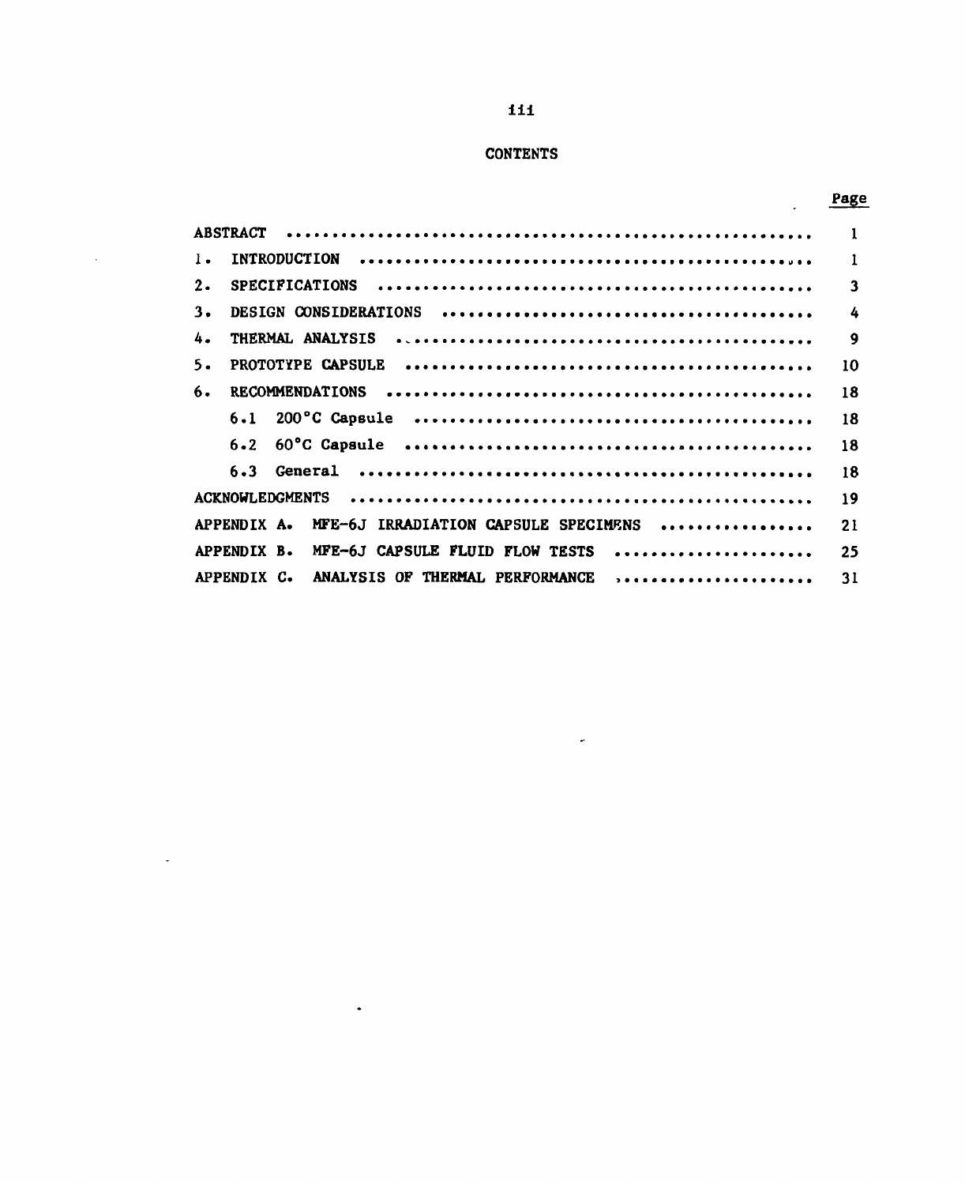# CONTENTS

| | Page |
|---|---|
| ABSTRACT | 1 |
| 1. INTRODUCTION | 1 |
| 2. SPECIFICATIONS | 3 |
| 3. DESIGN CONSIDERATIONS | 4 |
| 4. THERMAL ANALYSIS | 9 |
| 5. PROTOTYPE CAPSULE | 10 |
| 6. RECOMMENDATIONS | 18 |
| 6.1 200°C Capsule | 18 |
| 6.2 60°C Capsule | 18 |
| 6.3 General | 18 |
| ACKNOWLEDGMENTS | 19 |
| APPENDIX A. MFE-6J IRRADIATION CAPSULE SPECIMENS | 21 |
| APPENDIX B. MFE-6J CAPSULE FLUID FLOW TESTS | 25 |
| APPENDIX C. ANALYSIS OF THERMAL PERFORMANCE | 31 |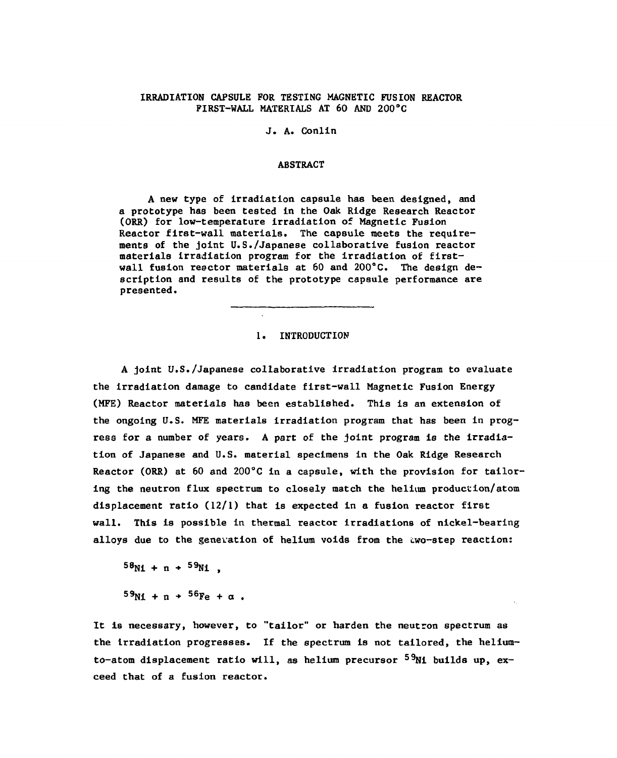# IRRADIATION CAPSULE FOR TESTING MAGNETIC FUSION REACTOR FIRST-WALL MATERIALS AT 60 AND 200°C

J. A. Conlin

## ABSTRACT

A new type of irradiation capsule has been designed, and a prototype has been tested in the Oak Ridge Research Reactor (ORR) for low-temperature irradiation of Magnetic Fusion Reactor first-wall materials. The capsule meets the requirements of the joint U.S./Japanese collaborative fusion reactor materials irradiation program for the irradiation of first-wall fusion reactor materials at 60 and 200°C. The design description and results of the prototype capsule performance are presented.

---

## 1. INTRODUCTION

A joint U.S./Japanese collaborative irradiation program to evaluate the irradiation damage to candidate first-wall Magnetic Fusion Energy (MFE) Reactor materials has been established. This is an extension of the ongoing U.S. MFE materials irradiation program that has been in progress for a number of years. A part of the joint program is the irradiation of Japanese and U.S. material specimens in the Oak Ridge Research Reactor (ORR) at 60 and 200°C in a capsule, with the provision for tailoring the neutron flux spectrum to closely match the helium production/atom displacement ratio (12/1) that is expected in a fusion reactor first wall. This is possible in thermal reactor irradiations of nickel-bearing alloys due to the generation of helium voids from the two-step reaction:

$$^{58}Ni + n \rightarrow {}^{59}Ni \ ,$$

$$^{59}Ni + n \rightarrow {}^{56}Fe + \alpha \ .$$

It is necessary, however, to "tailor" or harden the neutron spectrum as the irradiation progresses. If the spectrum is not tailored, the helium-to-atom displacement ratio will, as helium precursor $^{59}Ni$ builds up, exceed that of a fusion reactor.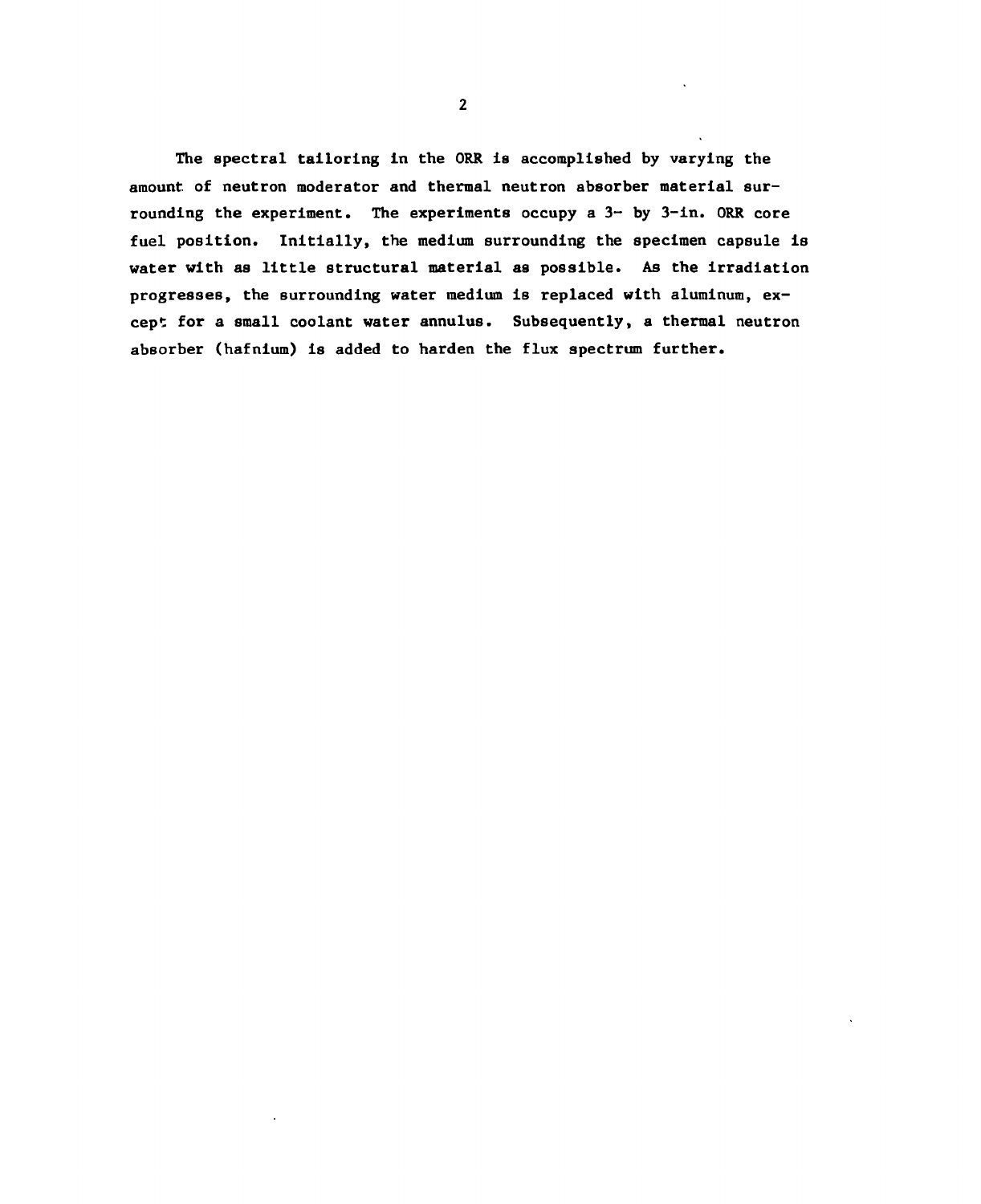The spectral tailoring in the ORR is accomplished by varying the amount of neutron moderator and thermal neutron absorber material surrounding the experiment. The experiments occupy a 3- by 3-in. ORR core fuel position. Initially, the medium surrounding the specimen capsule is water with as little structural material as possible. As the irradiation progresses, the surrounding water medium is replaced with aluminum, except for a small coolant water annulus. Subsequently, a thermal neutron absorber (hafnium) is added to harden the flux spectrum further.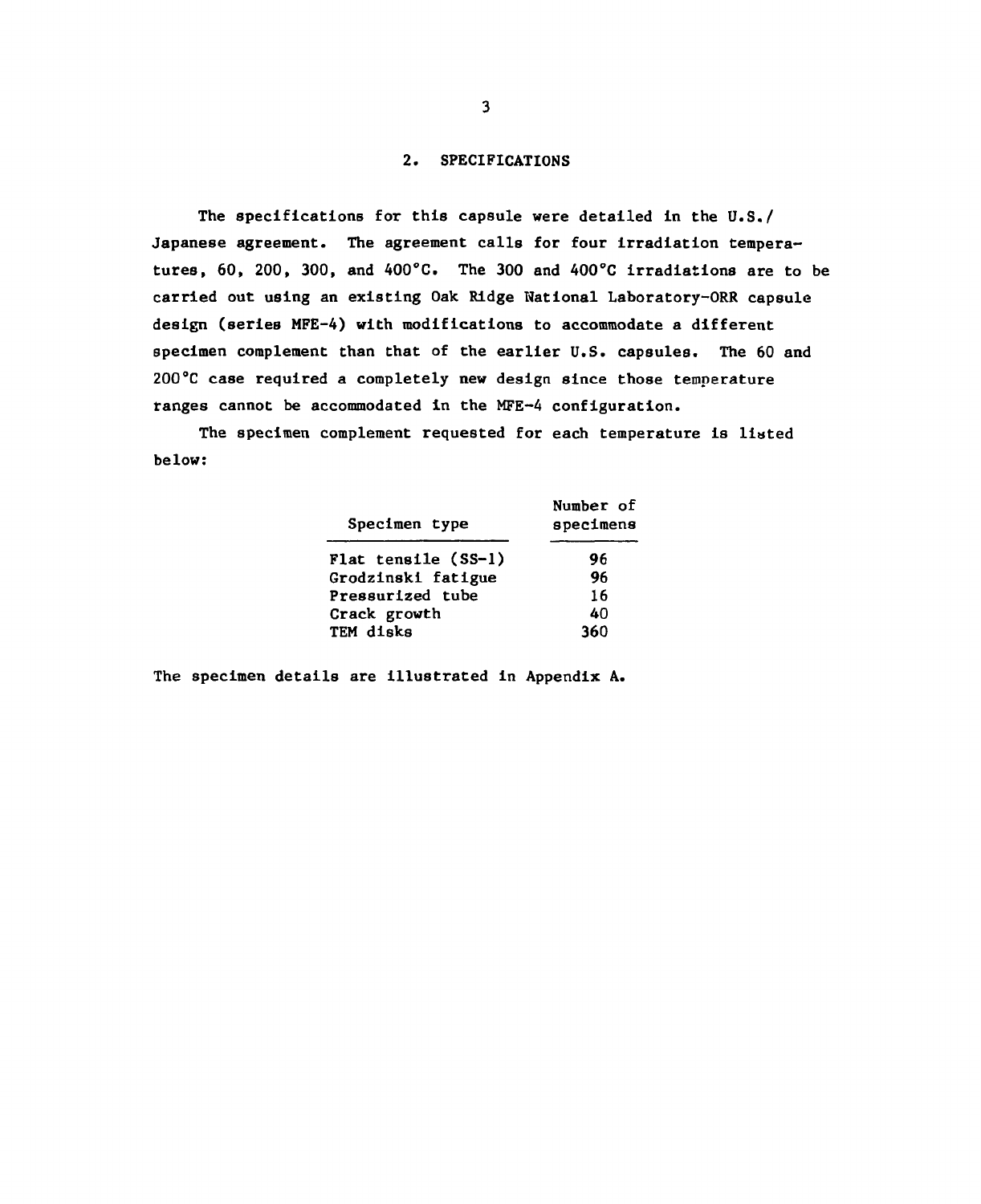## 2. SPECIFICATIONS

The specifications for this capsule were detailed in the U.S./ Japanese agreement. The agreement calls for four irradiation temperatures, 60, 200, 300, and 400°C. The 300 and 400°C irradiations are to be carried out using an existing Oak Ridge National Laboratory-ORR capsule design (series MFE-4) with modifications to accommodate a different specimen complement than that of the earlier U.S. capsules. The 60 and 200°C case required a completely new design since those temperature ranges cannot be accommodated in the MFE-4 configuration.

The specimen complement requested for each temperature is listed below:

| Specimen type | Number of specimens |
|---|---|
| Flat tensile (SS-1) | 96 |
| Grodzinski fatigue | 96 |
| Pressurized tube | 16 |
| Crack growth | 40 |
| TEM disks | 360 |

The specimen details are illustrated in Appendix A.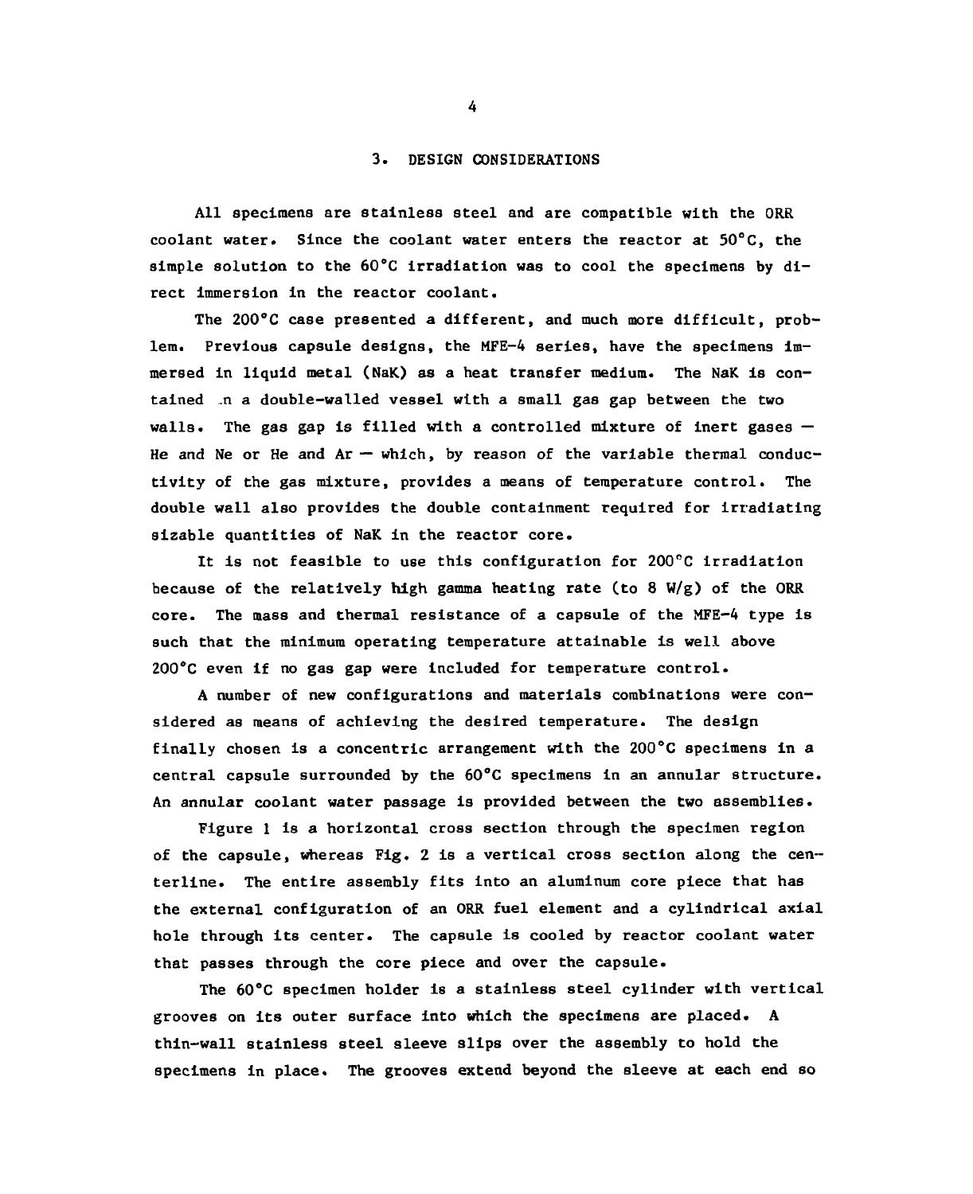## 3. DESIGN CONSIDERATIONS

All specimens are stainless steel and are compatible with the ORR coolant water. Since the coolant water enters the reactor at 50°C, the simple solution to the 60°C irradiation was to cool the specimens by direct immersion in the reactor coolant.

The 200°C case presented a different, and much more difficult, problem. Previous capsule designs, the MFE-4 series, have the specimens immersed in liquid metal (NaK) as a heat transfer medium. The NaK is contained in a double-walled vessel with a small gas gap between the two walls. The gas gap is filled with a controlled mixture of inert gases — He and Ne or He and Ar — which, by reason of the variable thermal conductivity of the gas mixture, provides a means of temperature control. The double wall also provides the double containment required for irradiating sizable quantities of NaK in the reactor core.

It is not feasible to use this configuration for 200°C irradiation because of the relatively high gamma heating rate (to 8 W/g) of the ORR core. The mass and thermal resistance of a capsule of the MFE-4 type is such that the minimum operating temperature attainable is well above 200°C even if no gas gap were included for temperature control.

A number of new configurations and materials combinations were considered as means of achieving the desired temperature. The design finally chosen is a concentric arrangement with the 200°C specimens in a central capsule surrounded by the 60°C specimens in an annular structure. An annular coolant water passage is provided between the two assemblies.

Figure 1 is a horizontal cross section through the specimen region of the capsule, whereas Fig. 2 is a vertical cross section along the centerline. The entire assembly fits into an aluminum core piece that has the external configuration of an ORR fuel element and a cylindrical axial hole through its center. The capsule is cooled by reactor coolant water that passes through the core piece and over the capsule.

The 60°C specimen holder is a stainless steel cylinder with vertical grooves on its outer surface into which the specimens are placed. A thin-wall stainless steel sleeve slips over the assembly to hold the specimens in place. The grooves extend beyond the sleeve at each end so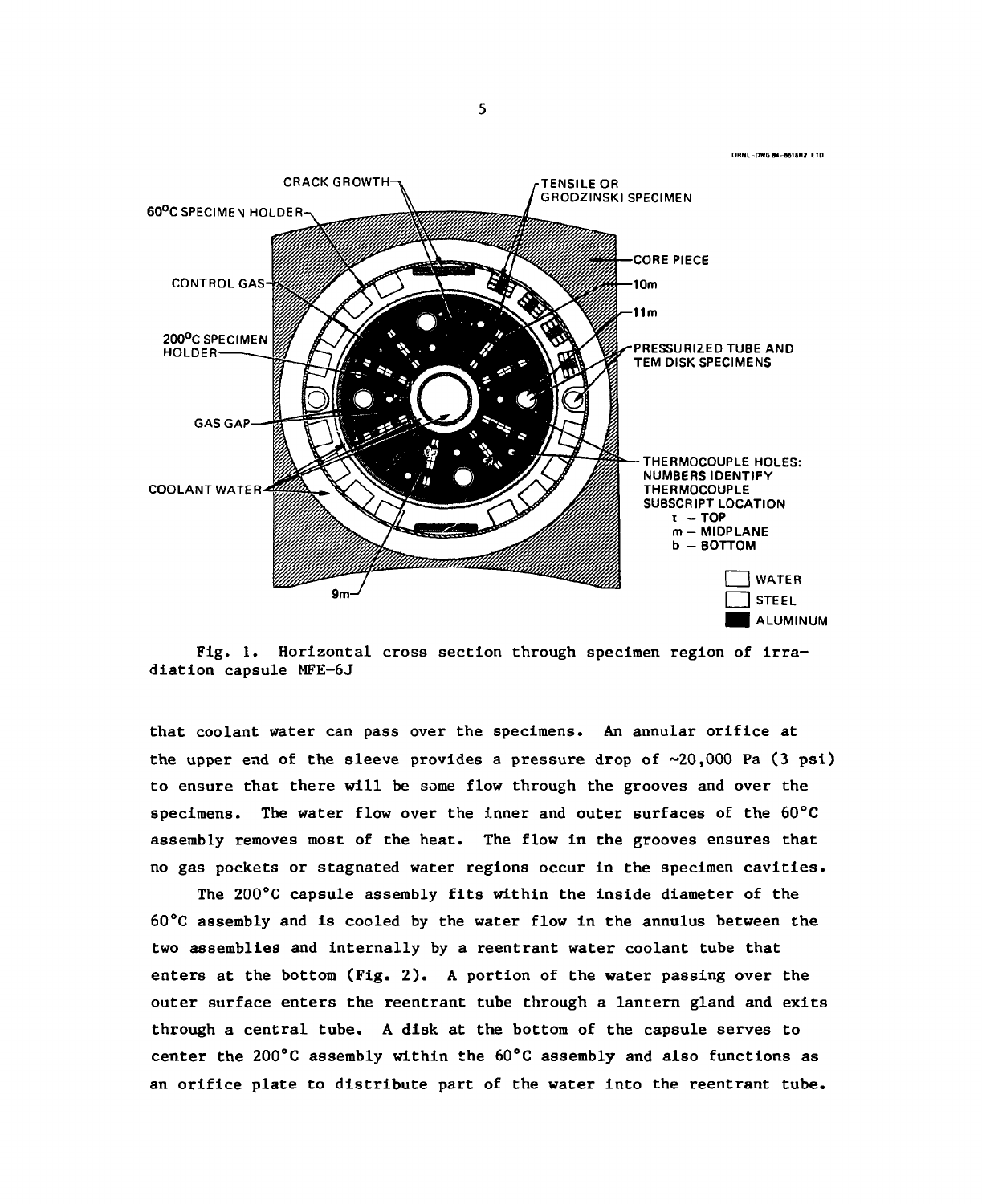Fig. 1. Horizontal cross section through specimen region of irradiation capsule MFE-6J

that coolant water can pass over the specimens. An annular orifice at the upper end of the sleeve provides a pressure drop of ~20,000 Pa (3 psi) to ensure that there will be some flow through the grooves and over the specimens. The water flow over the inner and outer surfaces of the 60°C assembly removes most of the heat. The flow in the grooves ensures that no gas pockets or stagnated water regions occur in the specimen cavities.

The 200°C capsule assembly fits within the inside diameter of the 60°C assembly and is cooled by the water flow in the annulus between the two assemblies and internally by a reentrant water coolant tube that enters at the bottom (Fig. 2). A portion of the water passing over the outer surface enters the reentrant tube through a lantern gland and exits through a central tube. A disk at the bottom of the capsule serves to center the 200°C assembly within the 60°C assembly and also functions as an orifice plate to distribute part of the water into the reentrant tube.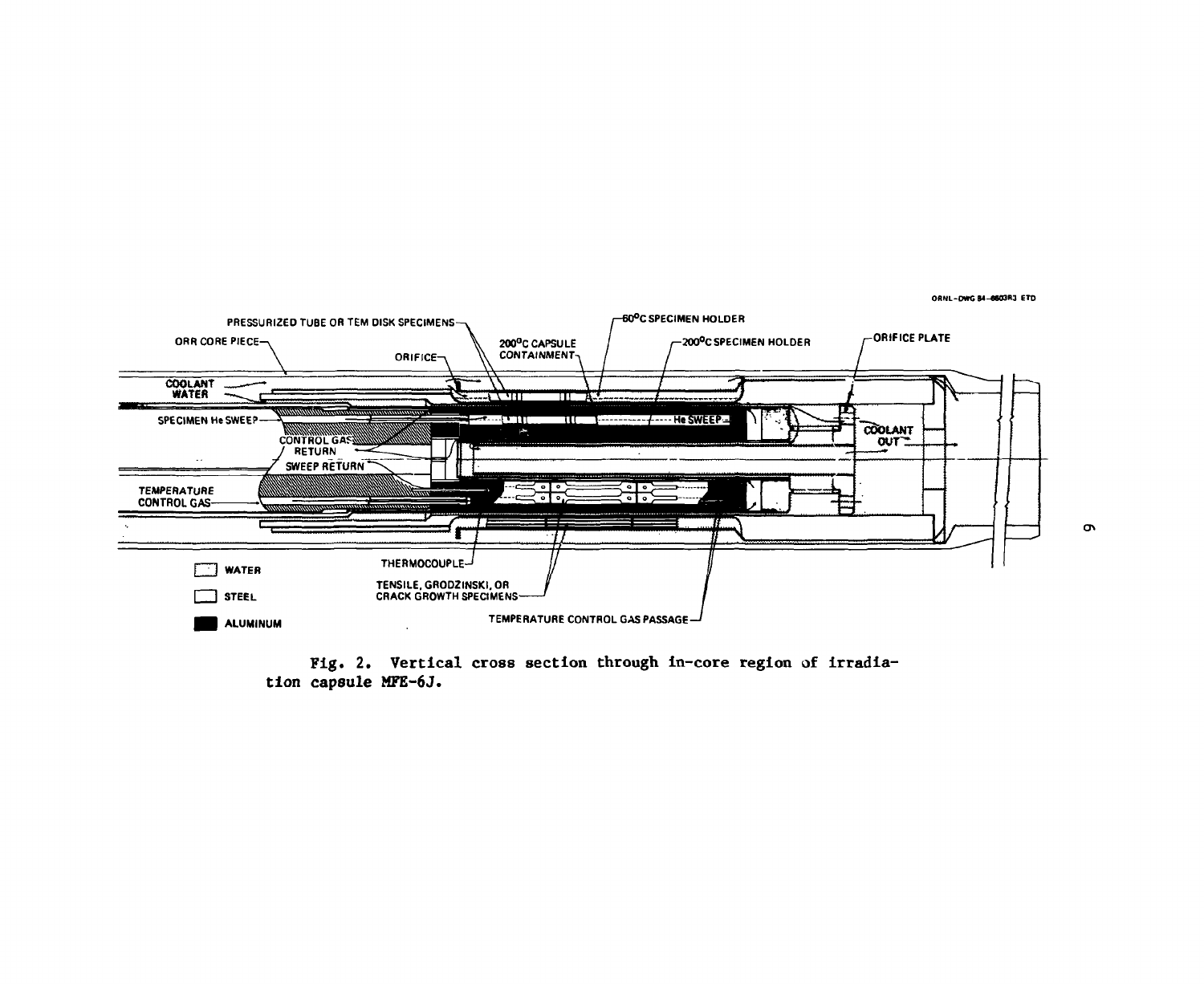Fig. 2. Vertical cross section through in-core region of irradiation capsule MFE-6J.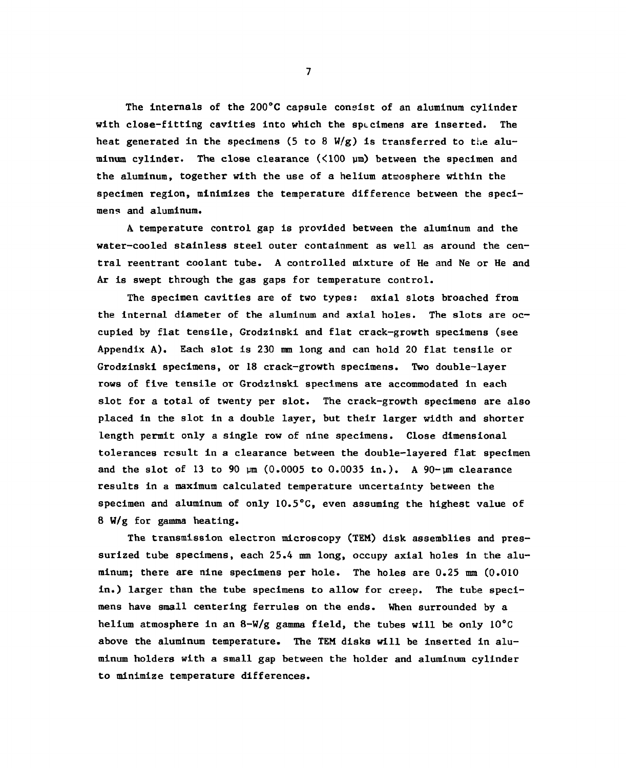The internals of the 200°C capsule consist of an aluminum cylinder with close-fitting cavities into which the specimens are inserted. The heat generated in the specimens (5 to 8 W/g) is transferred to the aluminum cylinder. The close clearance (<100 μm) between the specimen and the aluminum, together with the use of a helium atmosphere within the specimen region, minimizes the temperature difference between the specimens and aluminum.

A temperature control gap is provided between the aluminum and the water-cooled stainless steel outer containment as well as around the central reentrant coolant tube. A controlled mixture of He and Ne or He and Ar is swept through the gas gaps for temperature control.

The specimen cavities are of two types: axial slots broached from the internal diameter of the aluminum and axial holes. The slots are occupied by flat tensile, Grodzinski and flat crack-growth specimens (see Appendix A). Each slot is 230 mm long and can hold 20 flat tensile or Grodzinski specimens, or 18 crack-growth specimens. Two double-layer rows of five tensile or Grodzinski specimens are accommodated in each slot for a total of twenty per slot. The crack-growth specimens are also placed in the slot in a double layer, but their larger width and shorter length permit only a single row of nine specimens. Close dimensional tolerances result in a clearance between the double-layered flat specimen and the slot of 13 to 90 μm (0.0005 to 0.0035 in.). A 90-μm clearance results in a maximum calculated temperature uncertainty between the specimen and aluminum of only 10.5°C, even assuming the highest value of 8 W/g for gamma heating.

The transmission electron microscopy (TEM) disk assemblies and pressurized tube specimens, each 25.4 mm long, occupy axial holes in the aluminum; there are nine specimens per hole. The holes are 0.25 mm (0.010 in.) larger than the tube specimens to allow for creep. The tube specimens have small centering ferrules on the ends. When surrounded by a helium atmosphere in an 8-W/g gamma field, the tubes will be only 10°C above the aluminum temperature. The TEM disks will be inserted in aluminum holders with a small gap between the holder and aluminum cylinder to minimize temperature differences.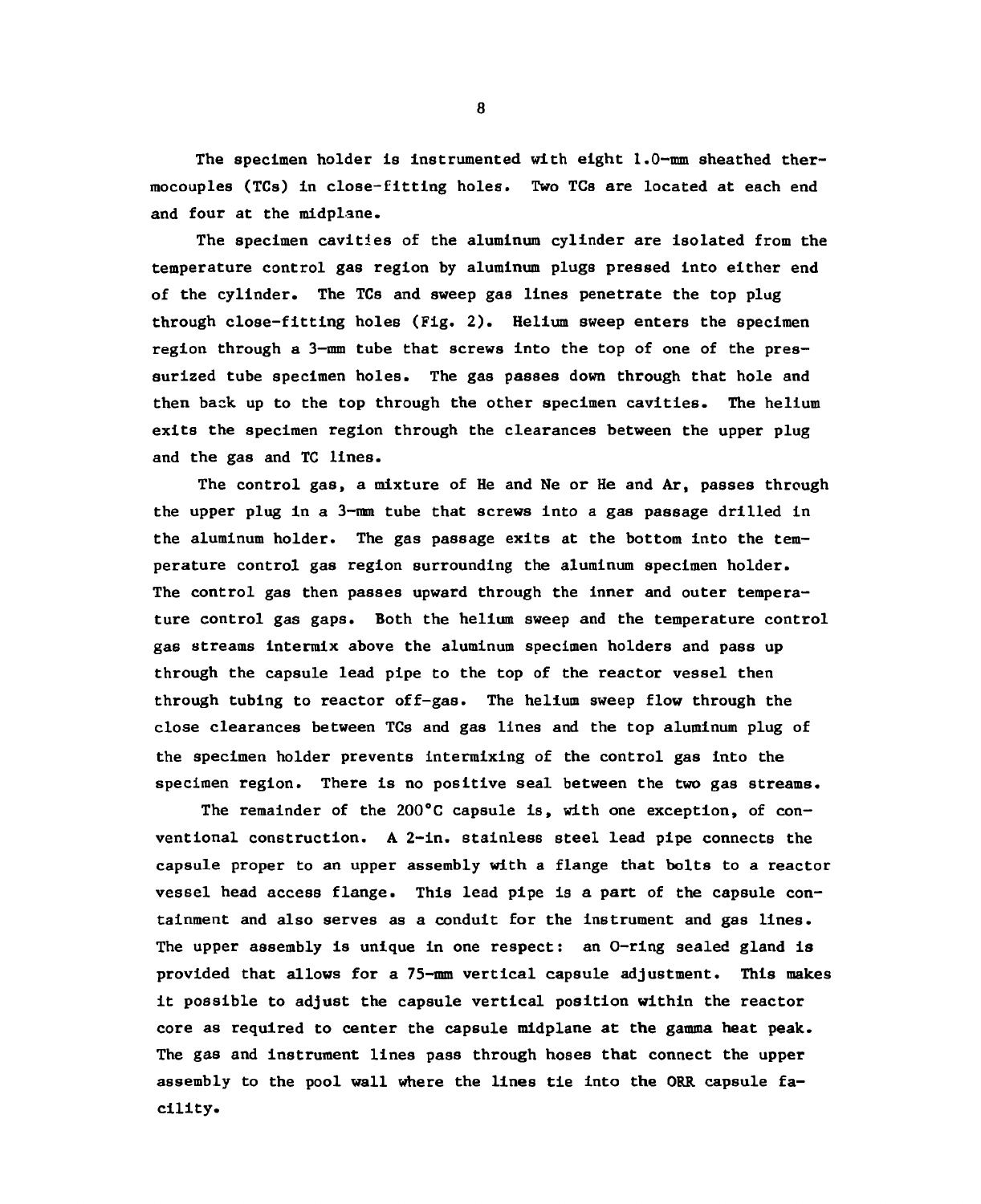The specimen holder is instrumented with eight 1.0-mm sheathed thermocouples (TCs) in close-fitting holes. Two TCs are located at each end and four at the midplane.

The specimen cavities of the aluminum cylinder are isolated from the temperature control gas region by aluminum plugs pressed into either end of the cylinder. The TCs and sweep gas lines penetrate the top plug through close-fitting holes (Fig. 2). Helium sweep enters the specimen region through a 3-mm tube that screws into the top of one of the pressurized tube specimen holes. The gas passes down through that hole and then back up to the top through the other specimen cavities. The helium exits the specimen region through the clearances between the upper plug and the gas and TC lines.

The control gas, a mixture of He and Ne or He and Ar, passes through the upper plug in a 3-mm tube that screws into a gas passage drilled in the aluminum holder. The gas passage exits at the bottom into the temperature control gas region surrounding the aluminum specimen holder. The control gas then passes upward through the inner and outer temperature control gas gaps. Both the helium sweep and the temperature control gas streams intermix above the aluminum specimen holders and pass up through the capsule lead pipe to the top of the reactor vessel then through tubing to reactor off-gas. The helium sweep flow through the close clearances between TCs and gas lines and the top aluminum plug of the specimen holder prevents intermixing of the control gas into the specimen region. There is no positive seal between the two gas streams.

The remainder of the 200°C capsule is, with one exception, of conventional construction. A 2-in. stainless steel lead pipe connects the capsule proper to an upper assembly with a flange that bolts to a reactor vessel head access flange. This lead pipe is a part of the capsule containment and also serves as a conduit for the instrument and gas lines. The upper assembly is unique in one respect: an O-ring sealed gland is provided that allows for a 75-mm vertical capsule adjustment. This makes it possible to adjust the capsule vertical position within the reactor core as required to center the capsule midplane at the gamma heat peak. The gas and instrument lines pass through hoses that connect the upper assembly to the pool wall where the lines tie into the ORR capsule facility.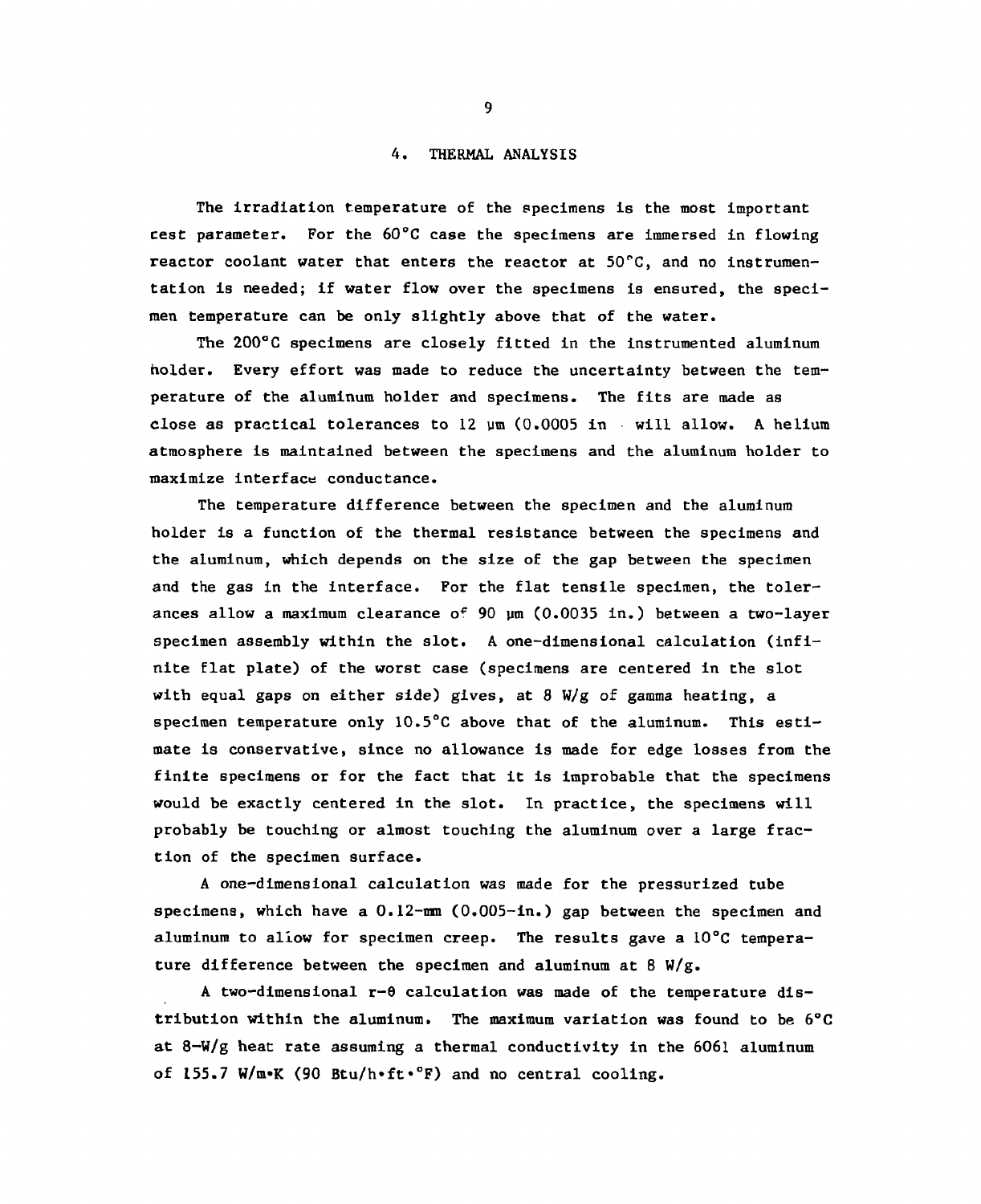## 4. THERMAL ANALYSIS

The irradiation temperature of the specimens is the most important test parameter. For the 60°C case the specimens are immersed in flowing reactor coolant water that enters the reactor at 50°C, and no instrumentation is needed; if water flow over the specimens is ensured, the specimen temperature can be only slightly above that of the water.

The 200°C specimens are closely fitted in the instrumented aluminum holder. Every effort was made to reduce the uncertainty between the temperature of the aluminum holder and specimens. The fits are made as close as practical tolerances to 12 μm (0.0005 in. will allow. A helium atmosphere is maintained between the specimens and the aluminum holder to maximize interface conductance.

The temperature difference between the specimen and the aluminum holder is a function of the thermal resistance between the specimens and the aluminum, which depends on the size of the gap between the specimen and the gas in the interface. For the flat tensile specimen, the tolerances allow a maximum clearance of 90 μm (0.0035 in.) between a two-layer specimen assembly within the slot. A one-dimensional calculation (infinite flat plate) of the worst case (specimens are centered in the slot with equal gaps on either side) gives, at 8 W/g of gamma heating, a specimen temperature only 10.5°C above that of the aluminum. This estimate is conservative, since no allowance is made for edge losses from the finite specimens or for the fact that it is improbable that the specimens would be exactly centered in the slot. In practice, the specimens will probably be touching or almost touching the aluminum over a large fraction of the specimen surface.

A one-dimensional calculation was made for the pressurized tube specimens, which have a 0.12-mm (0.005-in.) gap between the specimen and aluminum to allow for specimen creep. The results gave a 10°C temperature difference between the specimen and aluminum at 8 W/g.

A two-dimensional r-θ calculation was made of the temperature distribution within the aluminum. The maximum variation was found to be 6°C at 8-W/g heat rate assuming a thermal conductivity in the 6061 aluminum of 155.7 W/m·K (90 Btu/h·ft·°F) and no central cooling.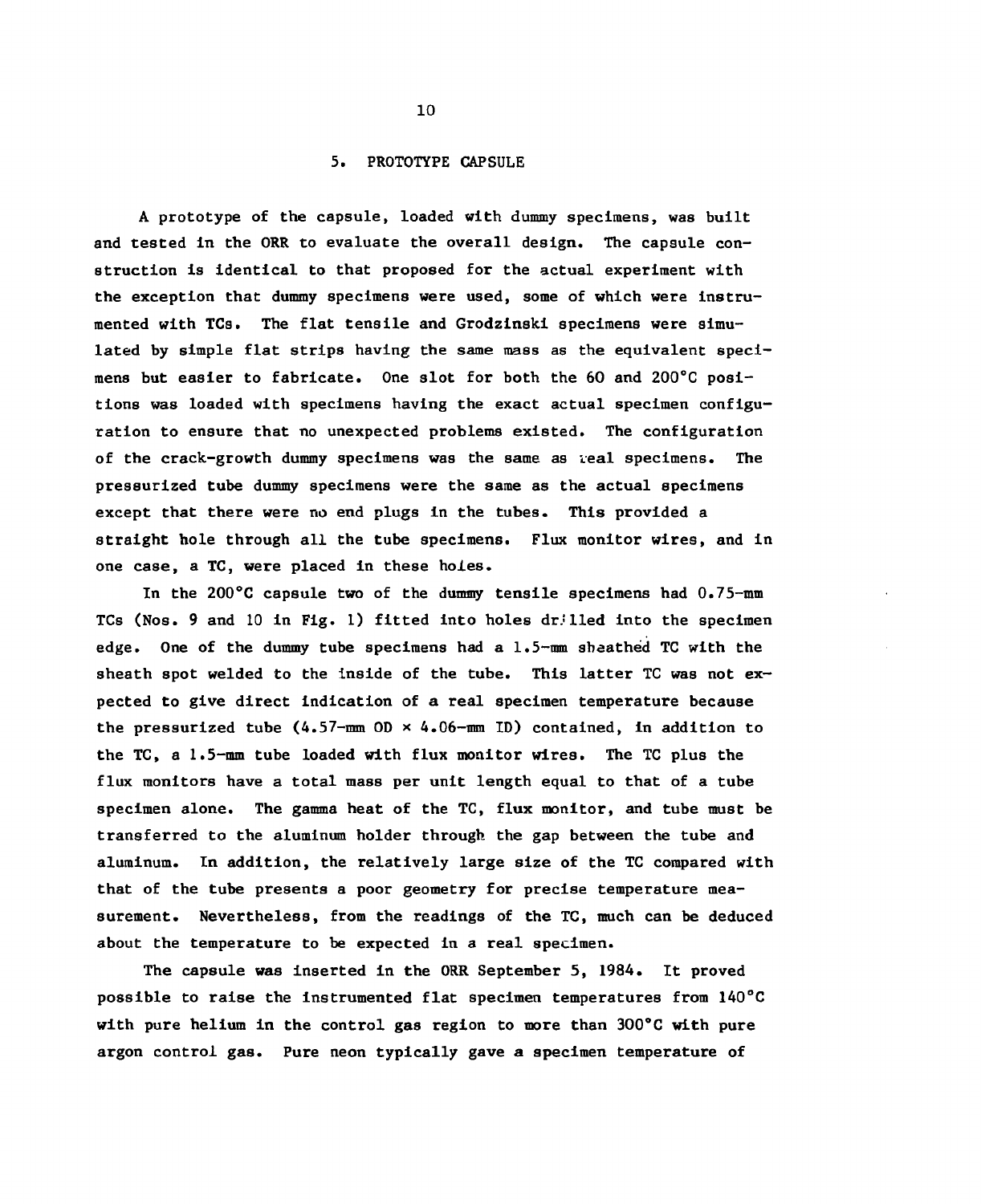## 5. PROTOTYPE CAPSULE

A prototype of the capsule, loaded with dummy specimens, was built and tested in the ORR to evaluate the overall design. The capsule construction is identical to that proposed for the actual experiment with the exception that dummy specimens were used, some of which were instrumented with TCs. The flat tensile and Grodzinski specimens were simulated by simple flat strips having the same mass as the equivalent specimens but easier to fabricate. One slot for both the 60 and 200°C positions was loaded with specimens having the exact actual specimen configuration to ensure that no unexpected problems existed. The configuration of the crack-growth dummy specimens was the same as real specimens. The pressurized tube dummy specimens were the same as the actual specimens except that there were no end plugs in the tubes. This provided a straight hole through all the tube specimens. Flux monitor wires, and in one case, a TC, were placed in these holes.

In the 200°C capsule two of the dummy tensile specimens had 0.75-mm TCs (Nos. 9 and 10 in Fig. 1) fitted into holes drilled into the specimen edge. One of the dummy tube specimens had a 1.5-mm sheathed TC with the sheath spot welded to the inside of the tube. This latter TC was not expected to give direct indication of a real specimen temperature because the pressurized tube (4.57-mm OD × 4.06-mm ID) contained, in addition to the TC, a 1.5-mm tube loaded with flux monitor wires. The TC plus the flux monitors have a total mass per unit length equal to that of a tube specimen alone. The gamma heat of the TC, flux monitor, and tube must be transferred to the aluminum holder through the gap between the tube and aluminum. In addition, the relatively large size of the TC compared with that of the tube presents a poor geometry for precise temperature measurement. Nevertheless, from the readings of the TC, much can be deduced about the temperature to be expected in a real specimen.

The capsule was inserted in the ORR September 5, 1984. It proved possible to raise the instrumented flat specimen temperatures from 140°C with pure helium in the control gas region to more than 300°C with pure argon control gas. Pure neon typically gave a specimen temperature of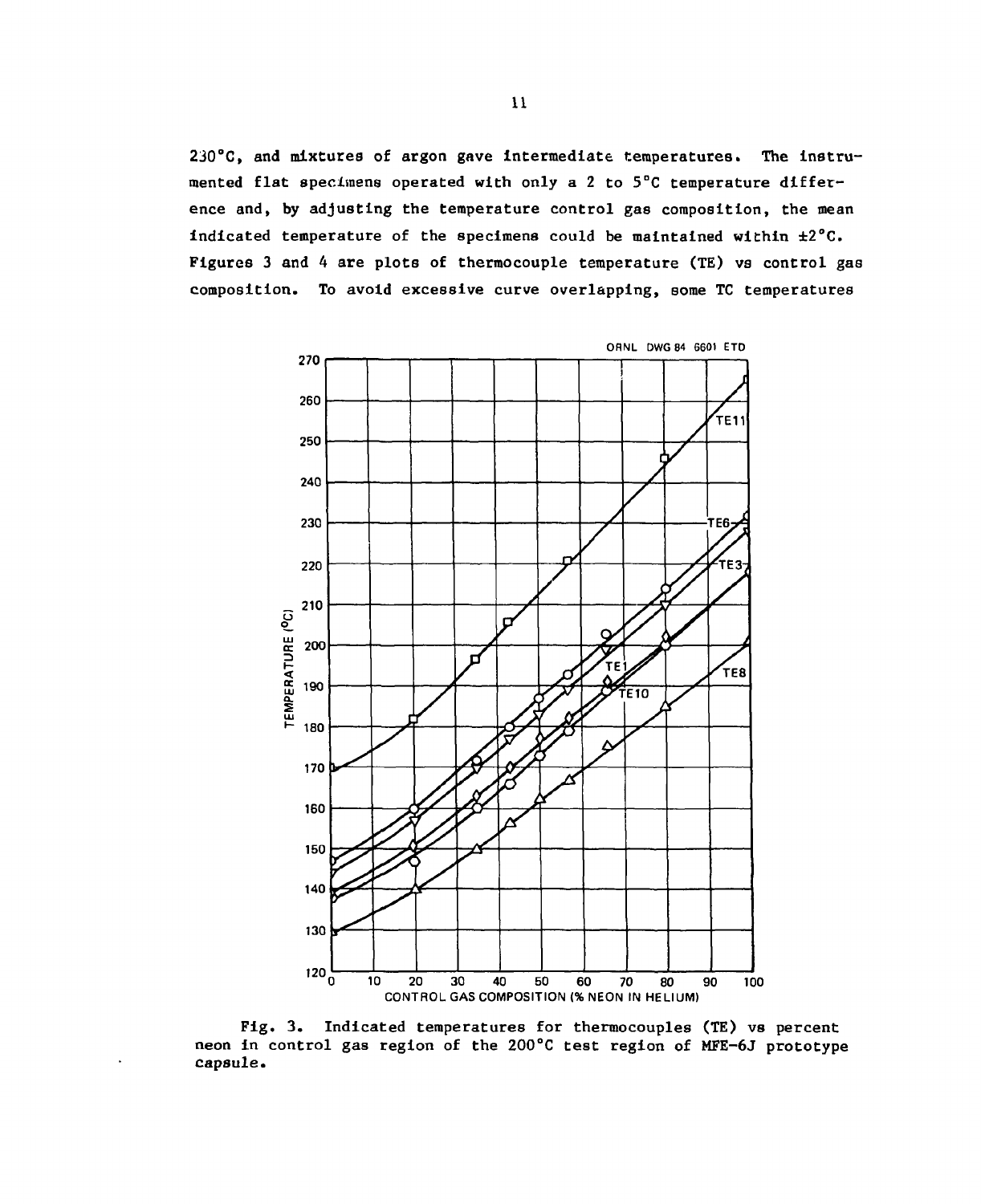230°C, and mixtures of argon gave intermediate temperatures. The instrumented flat specimens operated with only a 2 to 5°C temperature difference and, by adjusting the temperature control gas composition, the mean indicated temperature of the specimens could be maintained within ±2°C. Figures 3 and 4 are plots of thermocouple temperature (TE) vs control gas composition. To avoid excessive curve overlapping, some TC temperatures

Fig. 3. Indicated temperatures for thermocouples (TE) vs percent neon in control gas region of the 200°C test region of MFE-6J prototype capsule.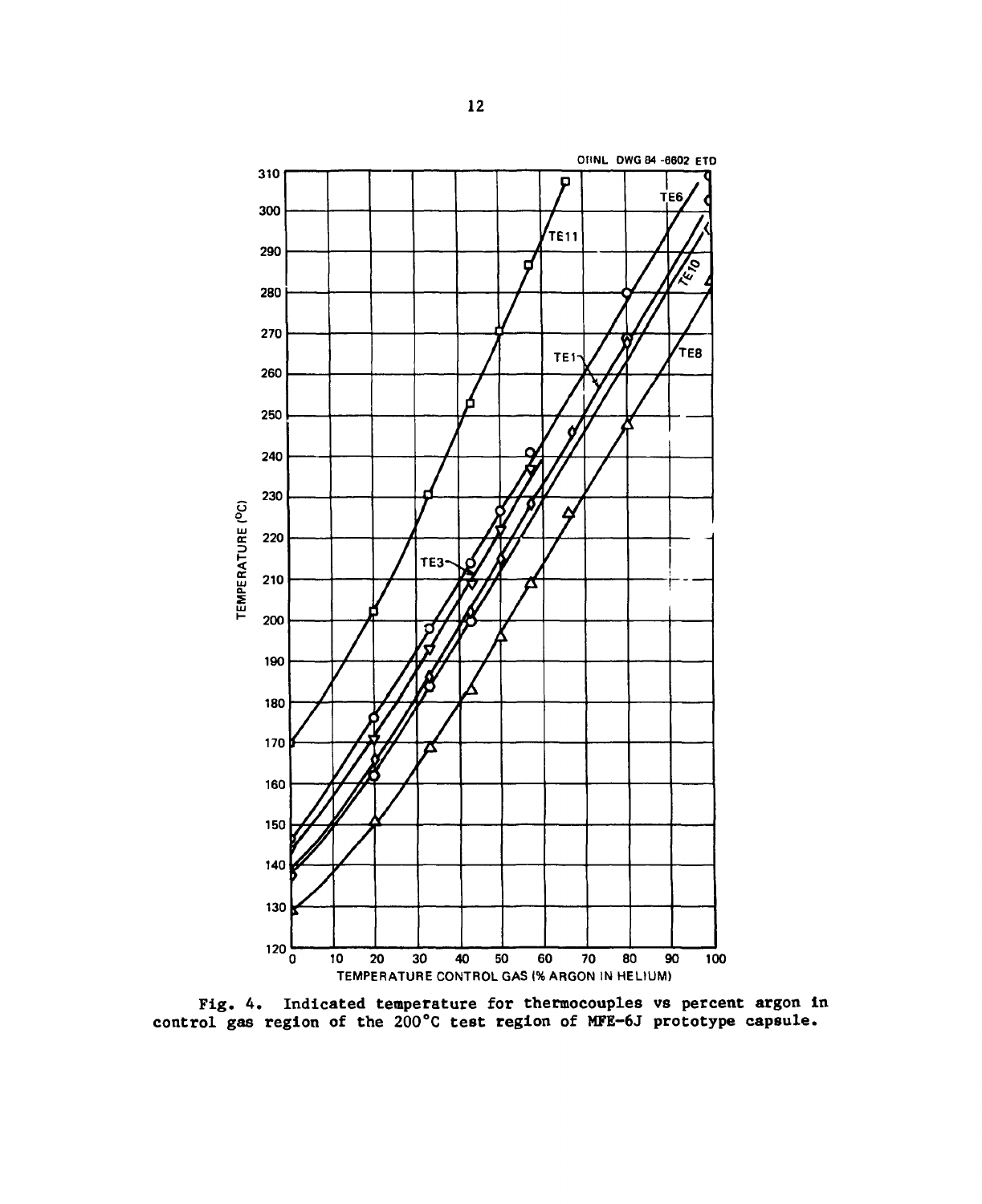Fig. 4. Indicated temperature for thermocouples vs percent argon in control gas region of the 200°C test region of MFE-6J prototype capsule.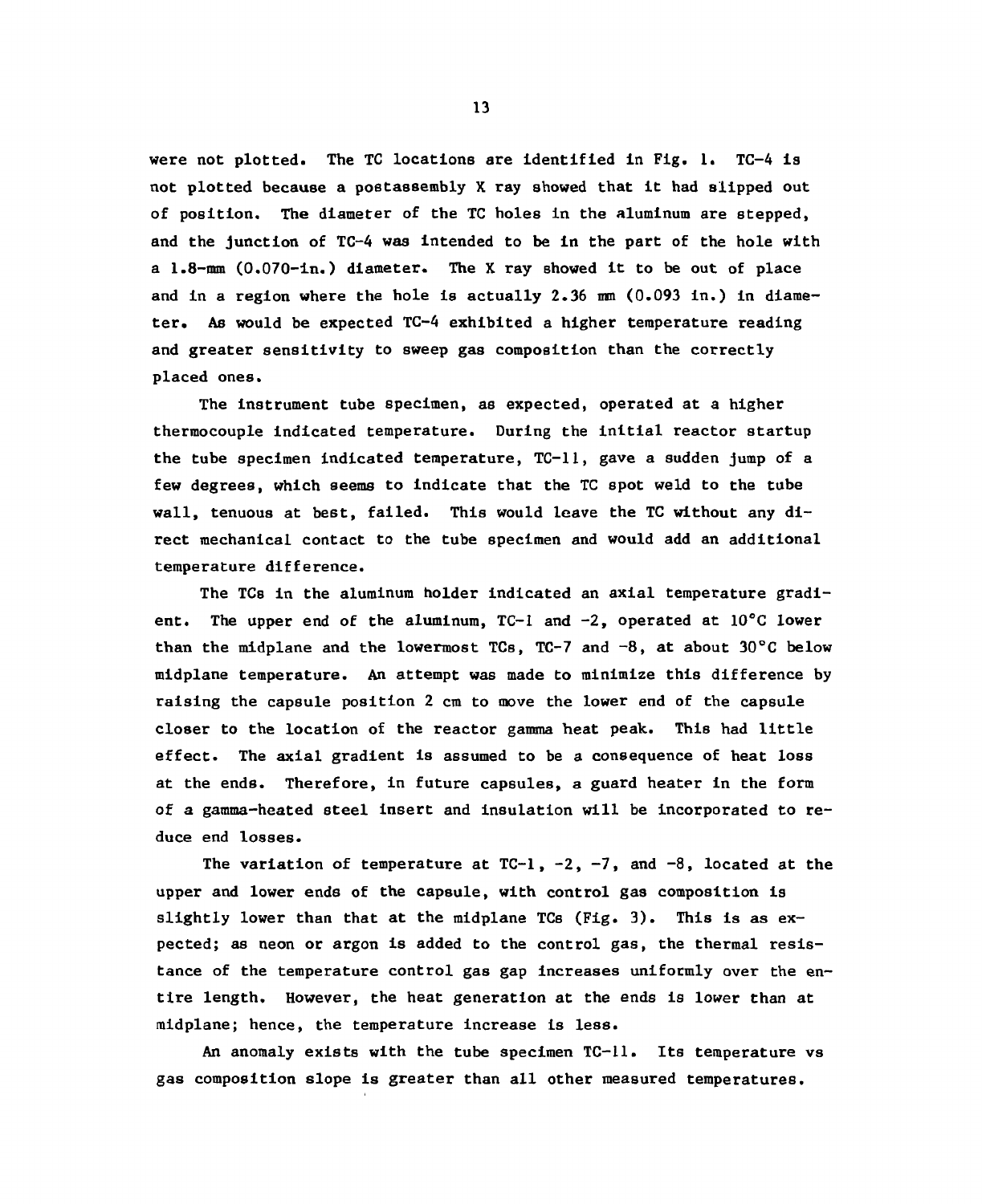were not plotted. The TC locations are identified in Fig. 1. TC-4 is not plotted because a postassembly X ray showed that it had slipped out of position. The diameter of the TC holes in the aluminum are stepped, and the junction of TC-4 was intended to be in the part of the hole with a 1.8-mm (0.070-in.) diameter. The X ray showed it to be out of place and in a region where the hole is actually 2.36 mm (0.093 in.) in diameter. As would be expected TC-4 exhibited a higher temperature reading and greater sensitivity to sweep gas composition than the correctly placed ones.

The instrument tube specimen, as expected, operated at a higher thermocouple indicated temperature. During the initial reactor startup the tube specimen indicated temperature, TC-11, gave a sudden jump of a few degrees, which seems to indicate that the TC spot weld to the tube wall, tenuous at best, failed. This would leave the TC without any direct mechanical contact to the tube specimen and would add an additional temperature difference.

The TCs in the aluminum holder indicated an axial temperature gradient. The upper end of the aluminum, TC-1 and -2, operated at 10°C lower than the midplane and the lowermost TCs, TC-7 and -8, at about 30°C below midplane temperature. An attempt was made to minimize this difference by raising the capsule position 2 cm to move the lower end of the capsule closer to the location of the reactor gamma heat peak. This had little effect. The axial gradient is assumed to be a consequence of heat loss at the ends. Therefore, in future capsules, a guard heater in the form of a gamma-heated steel insert and insulation will be incorporated to reduce end losses.

The variation of temperature at TC-1, -2, -7, and -8, located at the upper and lower ends of the capsule, with control gas composition is slightly lower than that at the midplane TCs (Fig. 3). This is as expected; as neon or argon is added to the control gas, the thermal resistance of the temperature control gas gap increases uniformly over the entire length. However, the heat generation at the ends is lower than at midplane; hence, the temperature increase is less.

An anomaly exists with the tube specimen TC-11. Its temperature vs gas composition slope is greater than all other measured temperatures.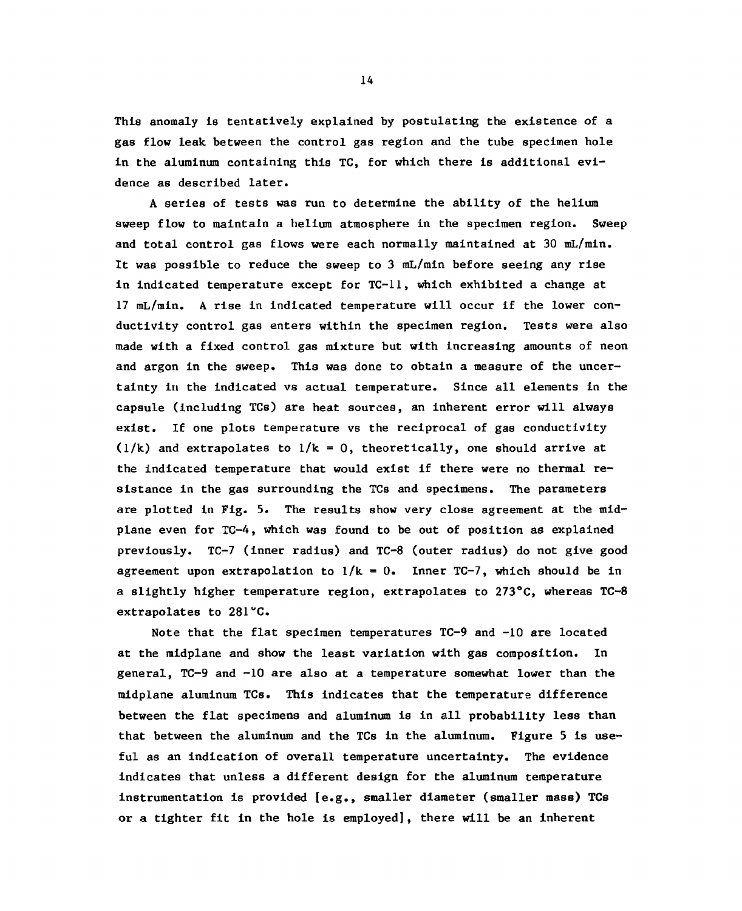This anomaly is tentatively explained by postulating the existence of a gas flow leak between the control gas region and the tube specimen hole in the aluminum containing this TC, for which there is additional evidence as described later.

A series of tests was run to determine the ability of the helium sweep flow to maintain a helium atmosphere in the specimen region. Sweep and total control gas flows were each normally maintained at 30 mL/min. It was possible to reduce the sweep to 3 mL/min before seeing any rise in indicated temperature except for TC-11, which exhibited a change at 17 mL/min. A rise in indicated temperature will occur if the lower conductivity control gas enters within the specimen region. Tests were also made with a fixed control gas mixture but with increasing amounts of neon and argon in the sweep. This was done to obtain a measure of the uncertainty in the indicated vs actual temperature. Since all elements in the capsule (including TCs) are heat sources, an inherent error will always exist. If one plots temperature vs the reciprocal of gas conductivity ($1/k$) and extrapolates to $1/k = 0$, theoretically, one should arrive at the indicated temperature that would exist if there were no thermal resistance in the gas surrounding the TCs and specimens. The parameters are plotted in Fig. 5. The results show very close agreement at the midplane even for TC-4, which was found to be out of position as explained previously. TC-7 (inner radius) and TC-8 (outer radius) do not give good agreement upon extrapolation to $1/k = 0$. Inner TC-7, which should be in a slightly higher temperature region, extrapolates to 273°C, whereas TC-8 extrapolates to 281°C.

Note that the flat specimen temperatures TC-9 and -10 are located at the midplane and show the least variation with gas composition. In general, TC-9 and -10 are also at a temperature somewhat lower than the midplane aluminum TCs. This indicates that the temperature difference between the flat specimens and aluminum is in all probability less than that between the aluminum and the TCs in the aluminum. Figure 5 is useful as an indication of overall temperature uncertainty. The evidence indicates that unless a different design for the aluminum temperature instrumentation is provided [e.g., smaller diameter (smaller mass) TCs or a tighter fit in the hole is employed], there will be an inherent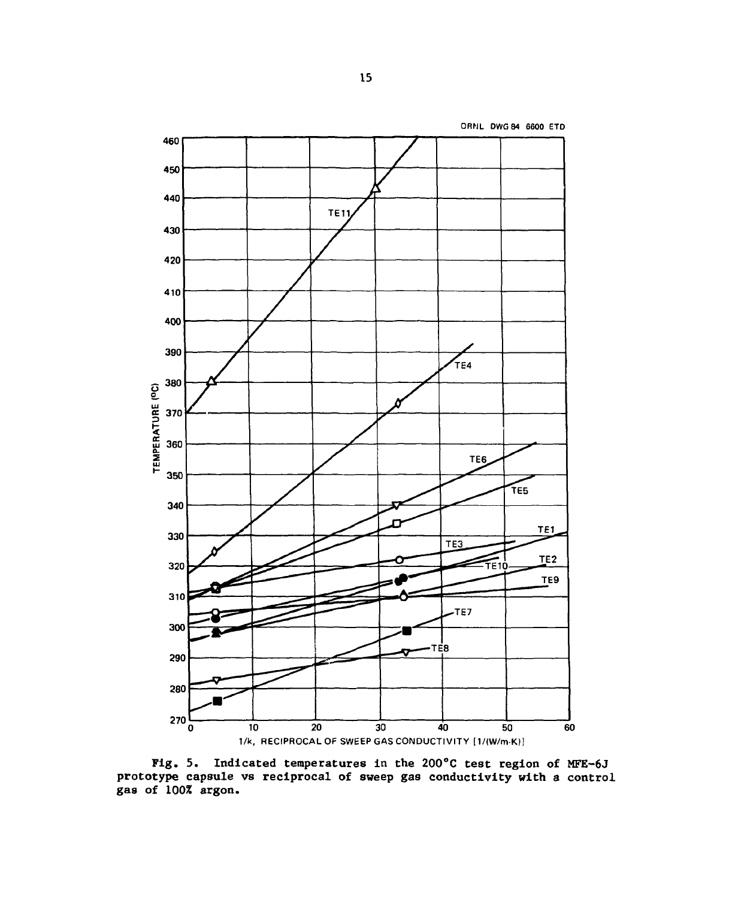Fig. 5. Indicated temperatures in the 200°C test region of MFE-6J prototype capsule vs reciprocal of sweep gas conductivity with a control gas of 100% argon.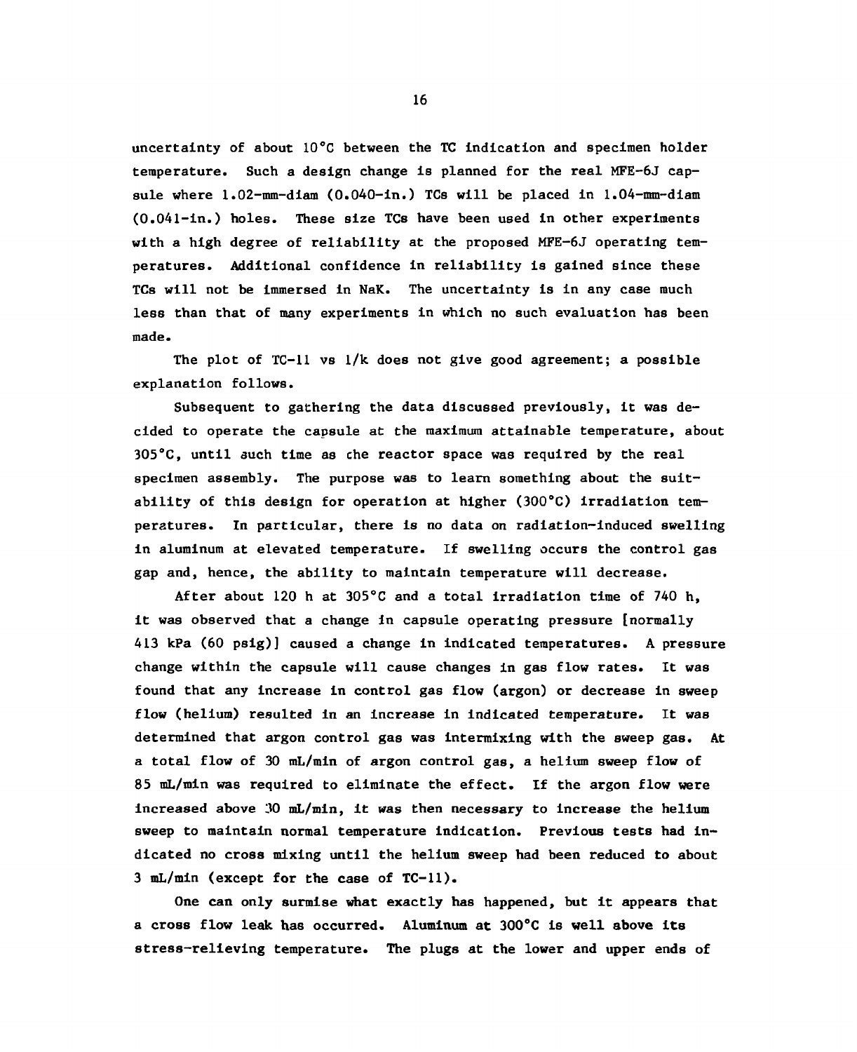uncertainty of about 10°C between the TC indication and specimen holder temperature. Such a design change is planned for the real MFE-6J capsule where 1.02-mm-diam (0.040-in.) TCs will be placed in 1.04-mm-diam (0.041-in.) holes. These size TCs have been used in other experiments with a high degree of reliability at the proposed MFE-6J operating temperatures. Additional confidence in reliability is gained since these TCs will not be immersed in NaK. The uncertainty is in any case much less than that of many experiments in which no such evaluation has been made.

The plot of TC-11 vs $1/k$ does not give good agreement; a possible explanation follows.

Subsequent to gathering the data discussed previously, it was decided to operate the capsule at the maximum attainable temperature, about 305°C, until such time as the reactor space was required by the real specimen assembly. The purpose was to learn something about the suitability of this design for operation at higher (300°C) irradiation temperatures. In particular, there is no data on radiation-induced swelling in aluminum at elevated temperature. If swelling occurs the control gas gap and, hence, the ability to maintain temperature will decrease.

After about 120 h at 305°C and a total irradiation time of 740 h, it was observed that a change in capsule operating pressure [normally 413 kPa (60 psig)] caused a change in indicated temperatures. A pressure change within the capsule will cause changes in gas flow rates. It was found that any increase in control gas flow (argon) or decrease in sweep flow (helium) resulted in an increase in indicated temperature. It was determined that argon control gas was intermixing with the sweep gas. At a total flow of 30 mL/min of argon control gas, a helium sweep flow of 85 mL/min was required to eliminate the effect. If the argon flow were increased above 30 mL/min, it was then necessary to increase the helium sweep to maintain normal temperature indication. Previous tests had indicated no cross mixing until the helium sweep had been reduced to about 3 mL/min (except for the case of TC-11).

One can only surmise what exactly has happened, but it appears that a cross flow leak has occurred. Aluminum at 300°C is well above its stress-relieving temperature. The plugs at the lower and upper ends of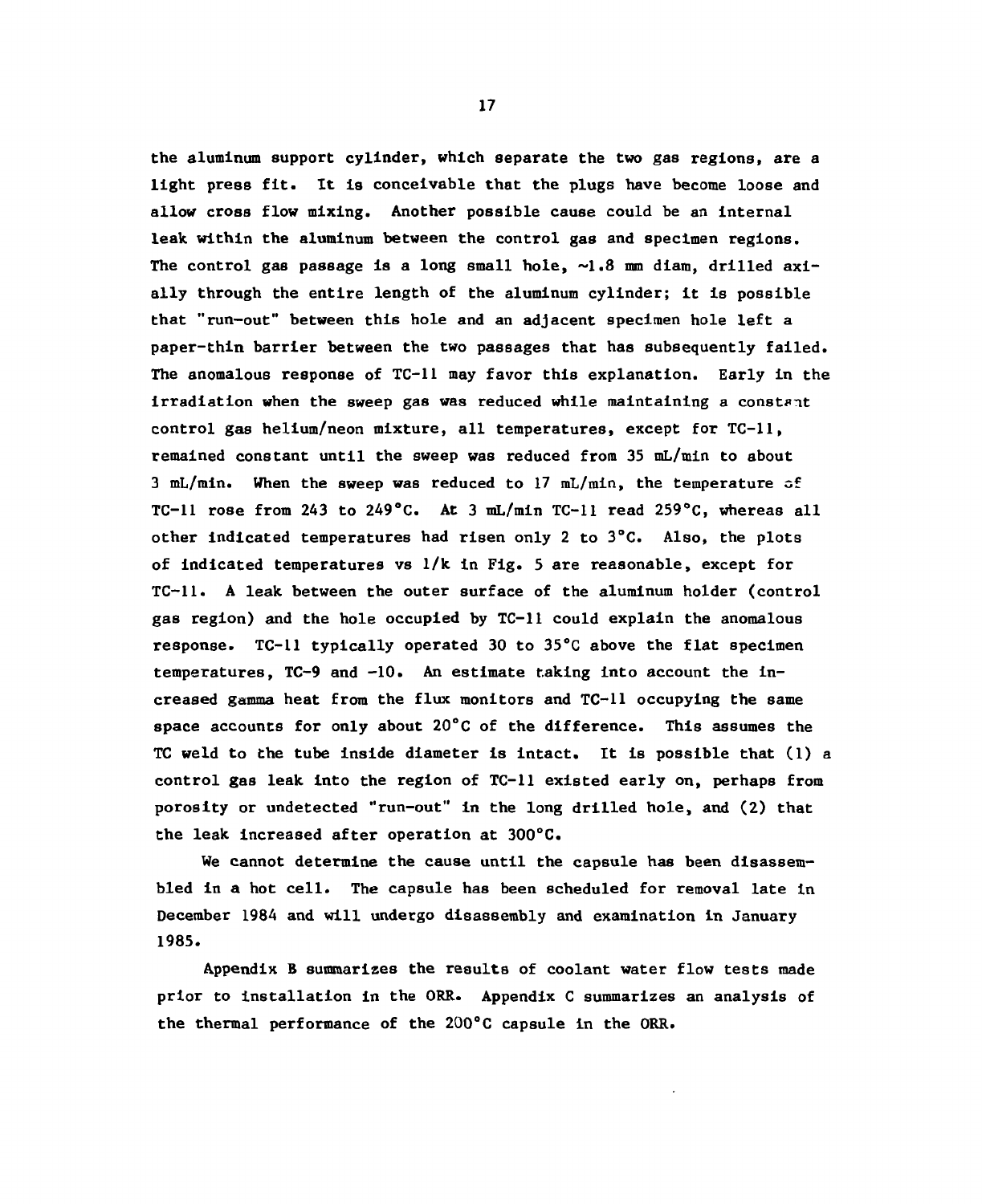the aluminum support cylinder, which separate the two gas regions, are a light press fit. It is conceivable that the plugs have become loose and allow cross flow mixing. Another possible cause could be an internal leak within the aluminum between the control gas and specimen regions. The control gas passage is a long small hole, ~1.8 mm diam, drilled axially through the entire length of the aluminum cylinder; it is possible that "run-out" between this hole and an adjacent specimen hole left a paper-thin barrier between the two passages that has subsequently failed. The anomalous response of TC-11 may favor this explanation. Early in the irradiation when the sweep gas was reduced while maintaining a constant control gas helium/neon mixture, all temperatures, except for TC-11, remained constant until the sweep was reduced from 35 mL/min to about 3 mL/min. When the sweep was reduced to 17 mL/min, the temperature of TC-11 rose from 243 to 249°C. At 3 mL/min TC-11 read 259°C, whereas all other indicated temperatures had risen only 2 to 3°C. Also, the plots of indicated temperatures vs 1/k in Fig. 5 are reasonable, except for TC-11. A leak between the outer surface of the aluminum holder (control gas region) and the hole occupied by TC-11 could explain the anomalous response. TC-11 typically operated 30 to 35°C above the flat specimen temperatures, TC-9 and -10. An estimate taking into account the increased gamma heat from the flux monitors and TC-11 occupying the same space accounts for only about 20°C of the difference. This assumes the TC weld to the tube inside diameter is intact. It is possible that (1) a control gas leak into the region of TC-11 existed early on, perhaps from porosity or undetected "run-out" in the long drilled hole, and (2) that the leak increased after operation at 300°C.

We cannot determine the cause until the capsule has been disassembled in a hot cell. The capsule has been scheduled for removal late in December 1984 and will undergo disassembly and examination in January 1985.

Appendix B summarizes the results of coolant water flow tests made prior to installation in the ORR. Appendix C summarizes an analysis of the thermal performance of the 200°C capsule in the ORR.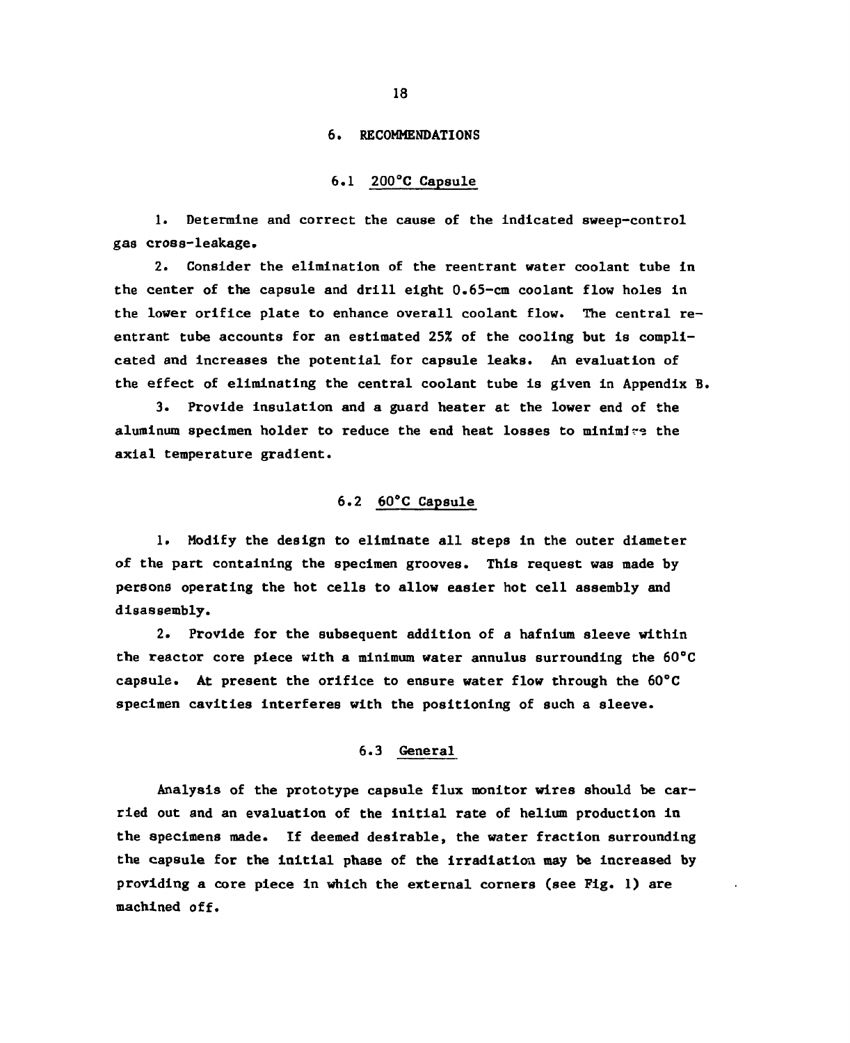# 6. RECOMMENDATIONS

## 6.1 200°C Capsule

1. Determine and correct the cause of the indicated sweep-control gas cross-leakage.

2. Consider the elimination of the reentrant water coolant tube in the center of the capsule and drill eight 0.65-cm coolant flow holes in the lower orifice plate to enhance overall coolant flow. The central reentrant tube accounts for an estimated 25% of the cooling but is complicated and increases the potential for capsule leaks. An evaluation of the effect of eliminating the central coolant tube is given in Appendix B.

3. Provide insulation and a guard heater at the lower end of the aluminum specimen holder to reduce the end heat losses to minimize the axial temperature gradient.

## 6.2 60°C Capsule

1. Modify the design to eliminate all steps in the outer diameter of the part containing the specimen grooves. This request was made by persons operating the hot cells to allow easier hot cell assembly and disassembly.

2. Provide for the subsequent addition of a hafnium sleeve within the reactor core piece with a minimum water annulus surrounding the 60°C capsule. At present the orifice to ensure water flow through the 60°C specimen cavities interferes with the positioning of such a sleeve.

## 6.3 General

Analysis of the prototype capsule flux monitor wires should be carried out and an evaluation of the initial rate of helium production in the specimens made. If deemed desirable, the water fraction surrounding the capsule for the initial phase of the irradiation may be increased by providing a core piece in which the external corners (see Fig. 1) are machined off.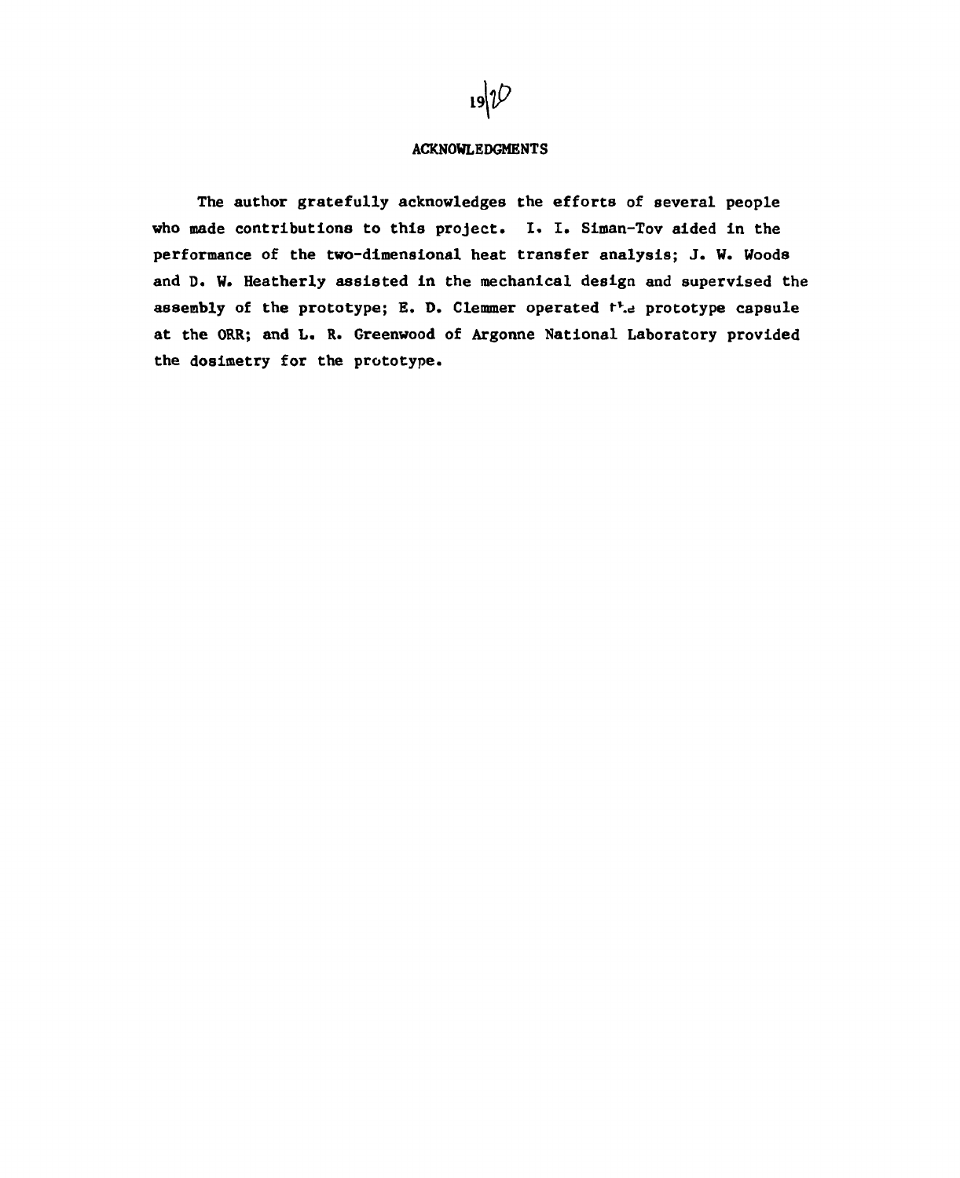## ACKNOWLEDGMENTS

The author gratefully acknowledges the efforts of several people who made contributions to this project. I. I. Siman-Tov aided in the performance of the two-dimensional heat transfer analysis; J. W. Woods and D. W. Heatherly assisted in the mechanical design and supervised the assembly of the prototype; E. D. Clemmer operated the prototype capsule at the ORR; and L. R. Greenwood of Argonne National Laboratory provided the dosimetry for the prototype.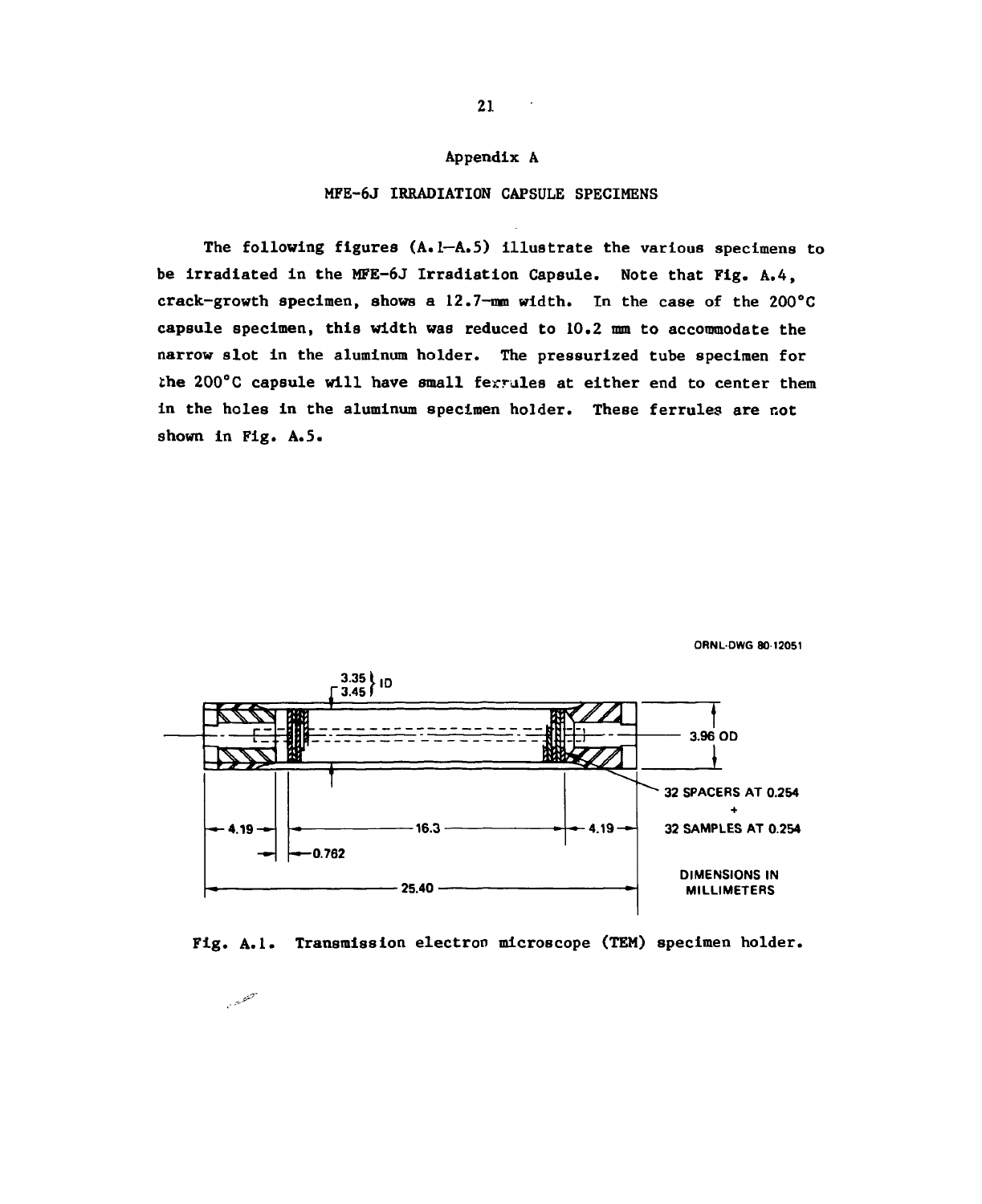# Appendix A

## MFE-6J IRRADIATION CAPSULE SPECIMENS

The following figures (A.1—A.5) illustrate the various specimens to be irradiated in the MFE-6J Irradiation Capsule. Note that Fig. A.4, crack-growth specimen, shows a 12.7-mm width. In the case of the 200°C capsule specimen, this width was reduced to 10.2 mm to accommodate the narrow slot in the aluminum holder. The pressurized tube specimen for the 200°C capsule will have small ferrules at either end to center them in the holes in the aluminum specimen holder. These ferrules are not shown in Fig. A.5.

ORNL-DWG 80-12051

3.35 / 3.45 ID

3.96 OD

32 SPACERS AT 0.254 + 32 SAMPLES AT 0.254

4.19 — 16.3 — 4.19

0.762

25.40

DIMENSIONS IN MILLIMETERS

Fig. A.1. Transmission electron microscope (TEM) specimen holder.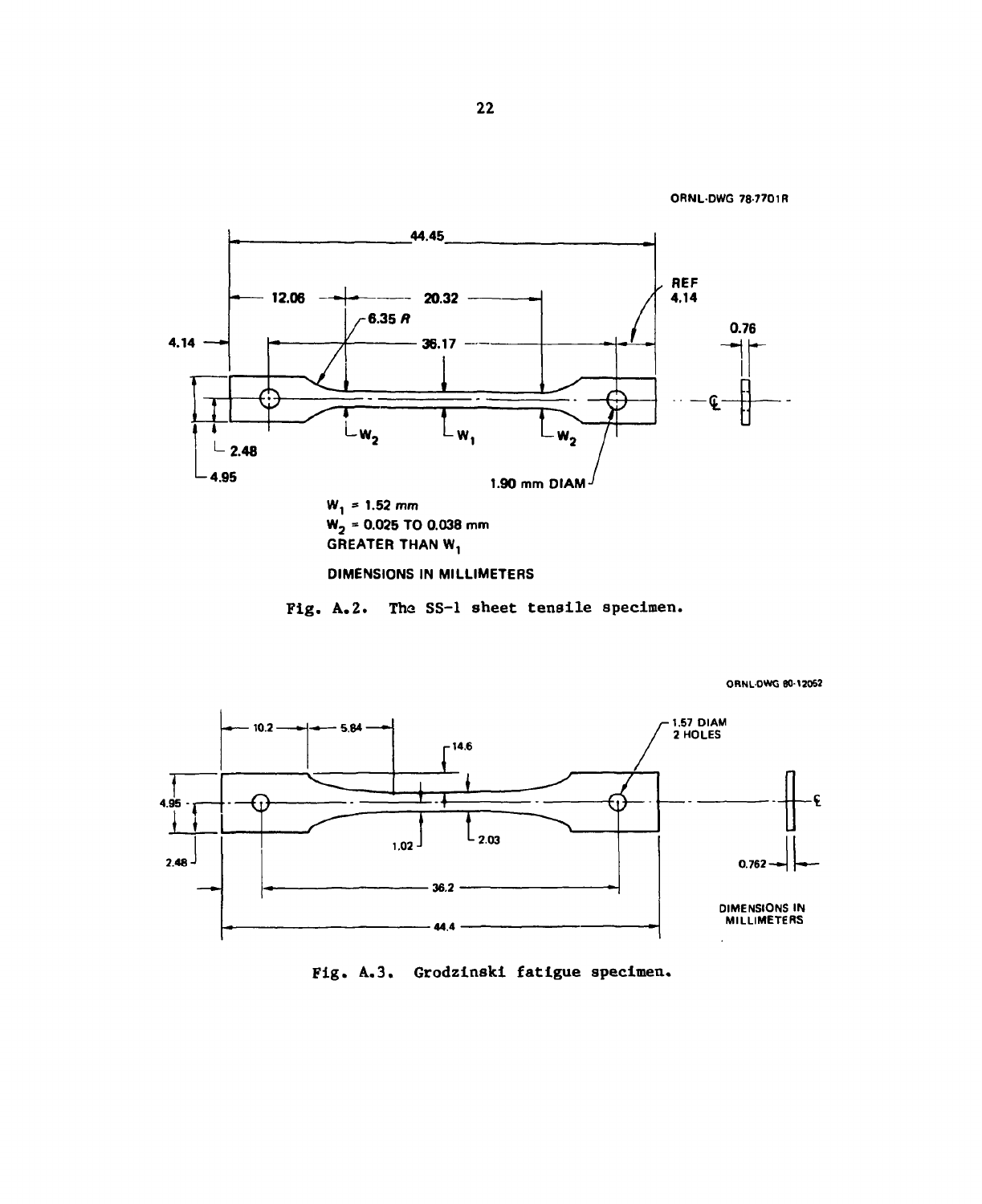ORNL-DWG 78-7701R

44.45

12.06

20.32

6.35 R

REF 4.14

4.14

36.17

0.76

$W_2$ $W_1$ $W_2$

2.48

4.95

1.90 mm DIAM

$W_1$ = 1.52 mm

$W_2$ = 0.025 TO 0.038 mm GREATER THAN $W_1$

DIMENSIONS IN MILLIMETERS

Fig. A.2. The SS-1 sheet tensile specimen.

ORNL-DWG 80-12052

10.2

5.84

14.6

1.57 DIAM 2 HOLES

4.95

2.48

1.02

2.03

0.762

36.2

44.4

DIMENSIONS IN MILLIMETERS

Fig. A.3. Grodzinski fatigue specimen.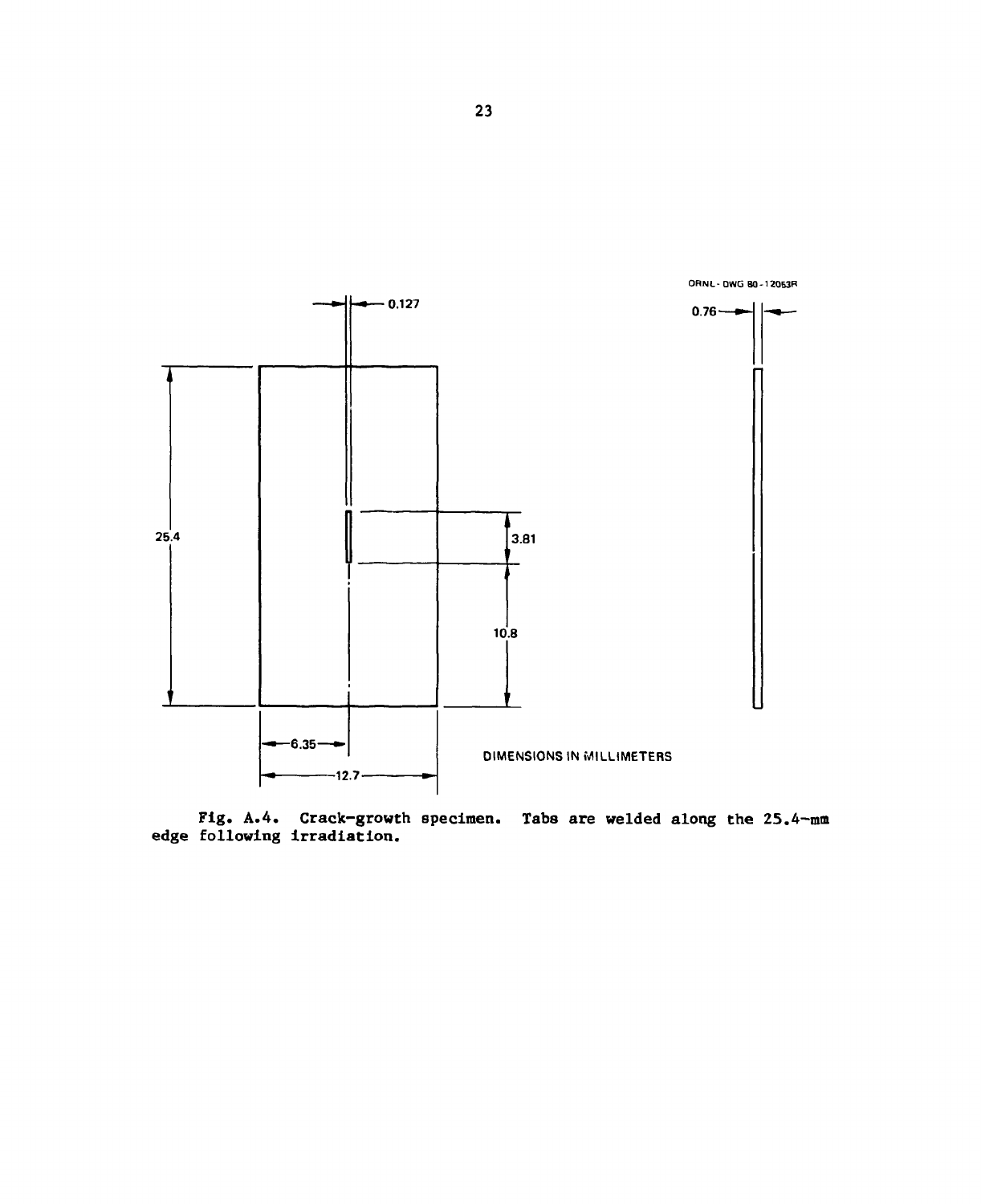ORNL-DWG 80-12053R

0.127

0.76

25.4

3.81

10.8

6.35

12.7

DIMENSIONS IN MILLIMETERS

Fig. A.4. Crack-growth specimen. Tabs are welded along the 25.4-mm edge following irradiation.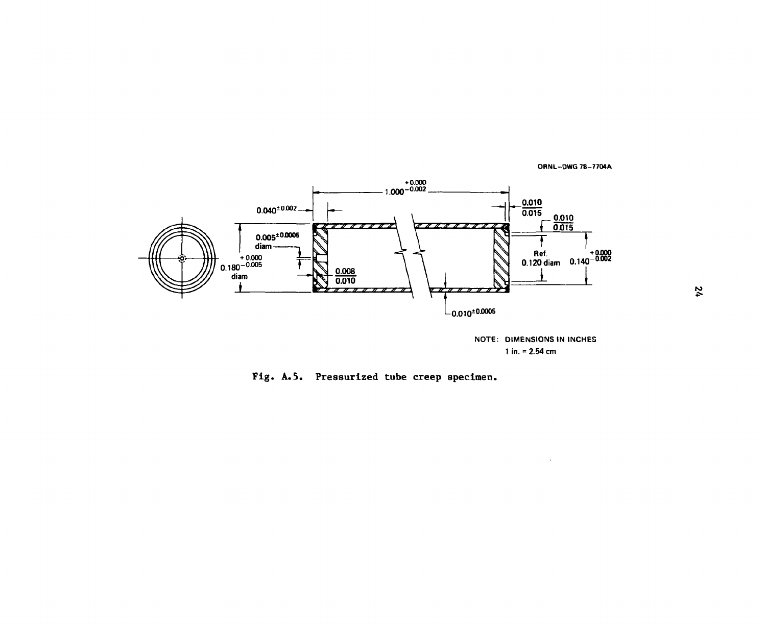ORNL–DWG 78–7704A

NOTE: DIMENSIONS IN INCHES
1 in. = 2.54 cm

Fig. A.5. Pressurized tube creep specimen.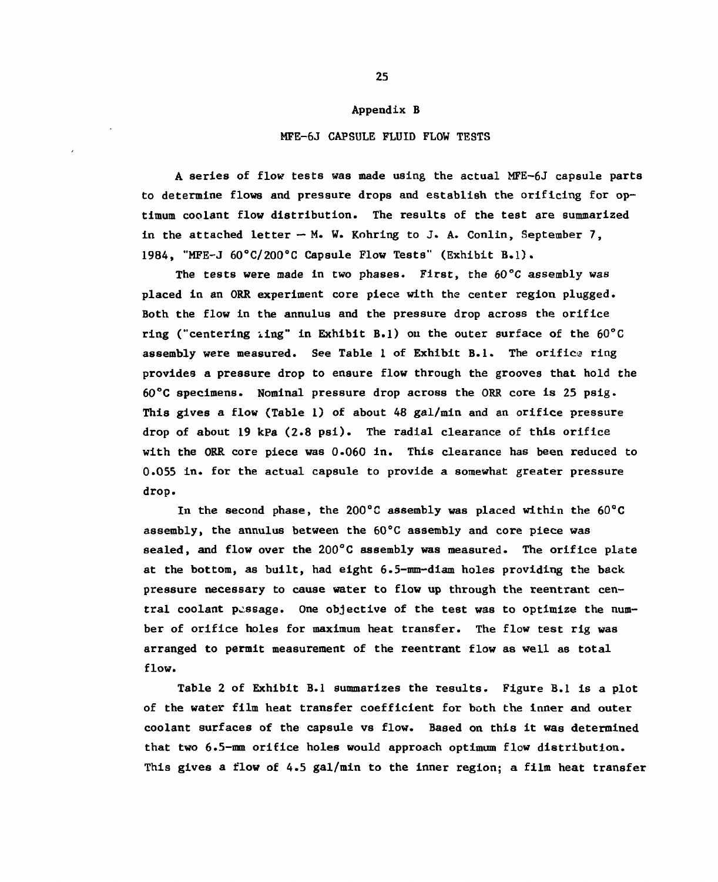# Appendix B

## MFE-6J CAPSULE FLUID FLOW TESTS

A series of flow tests was made using the actual MFE-6J capsule parts to determine flows and pressure drops and establish the orificing for optimum coolant flow distribution. The results of the test are summarized in the attached letter — M. W. Kohring to J. A. Conlin, September 7, 1984, "MFE-J 60°C/200°C Capsule Flow Tests" (Exhibit B.1).

The tests were made in two phases. First, the 60°C assembly was placed in an ORR experiment core piece with the center region plugged. Both the flow in the annulus and the pressure drop across the orifice ring ("centering ring" in Exhibit B.1) on the outer surface of the 60°C assembly were measured. See Table 1 of Exhibit B.1. The orifice ring provides a pressure drop to ensure flow through the grooves that hold the 60°C specimens. Nominal pressure drop across the ORR core is 25 psig. This gives a flow (Table 1) of about 48 gal/min and an orifice pressure drop of about 19 kPa (2.8 psi). The radial clearance of this orifice with the ORR core piece was 0.060 in. This clearance has been reduced to 0.055 in. for the actual capsule to provide a somewhat greater pressure drop.

In the second phase, the 200°C assembly was placed within the 60°C assembly, the annulus between the 60°C assembly and core piece was sealed, and flow over the 200°C assembly was measured. The orifice plate at the bottom, as built, had eight 6.5-mm-diam holes providing the back pressure necessary to cause water to flow up through the reentrant central coolant passage. One objective of the test was to optimize the number of orifice holes for maximum heat transfer. The flow test rig was arranged to permit measurement of the reentrant flow as well as total flow.

Table 2 of Exhibit B.1 summarizes the results. Figure B.1 is a plot of the water film heat transfer coefficient for both the inner and outer coolant surfaces of the capsule vs flow. Based on this it was determined that two 6.5-mm orifice holes would approach optimum flow distribution. This gives a flow of 4.5 gal/min to the inner region; a film heat transfer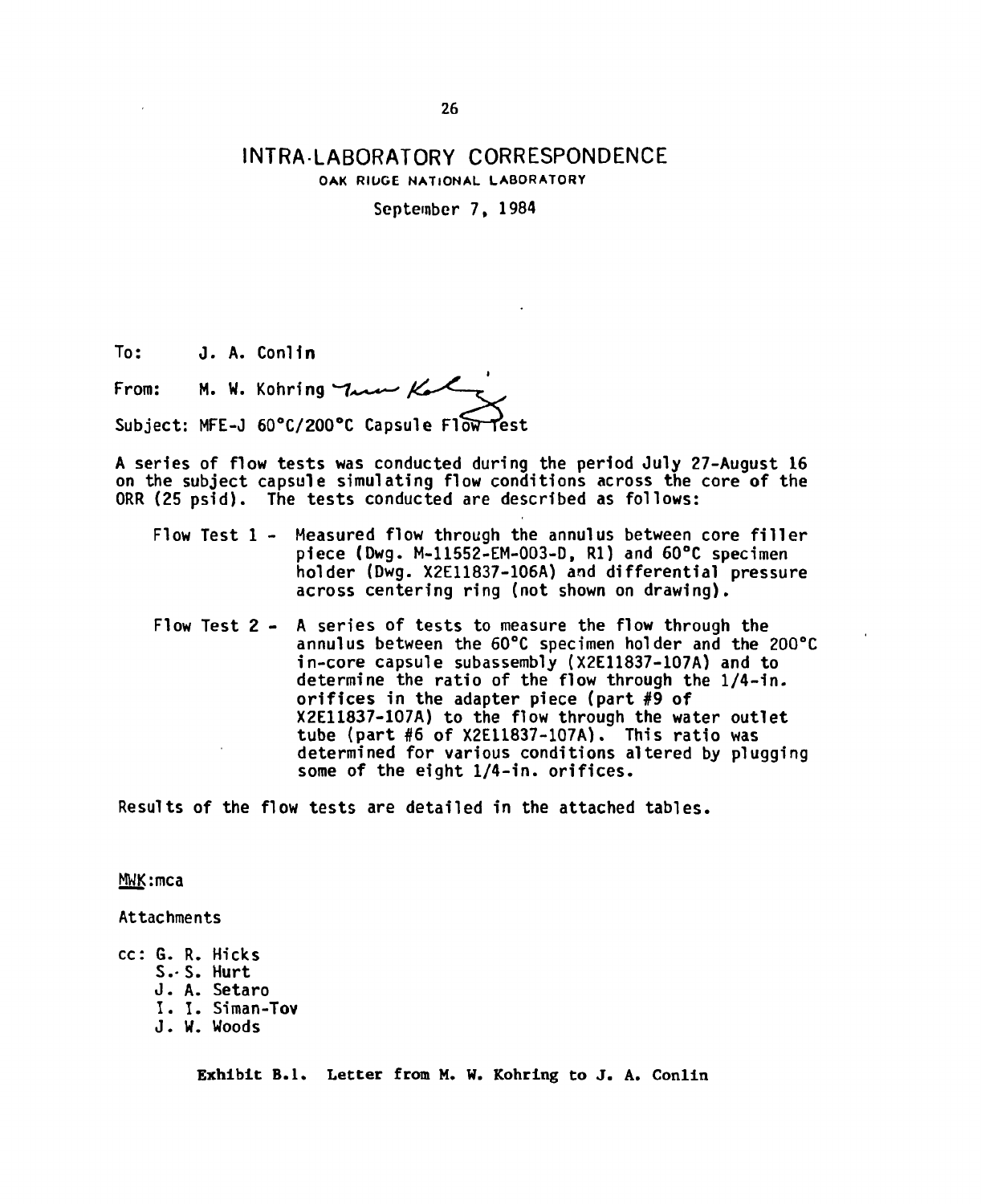# INTRA-LABORATORY CORRESPONDENCE

OAK RIDGE NATIONAL LABORATORY

September 7, 1984

To: J. A. Conlin

From: M. W. Kohring

Subject: MFE-J 60°C/200°C Capsule Flow Test

A series of flow tests was conducted during the period July 27-August 16 on the subject capsule simulating flow conditions across the core of the ORR (25 psid). The tests conducted are described as follows:

Flow Test 1 - Measured flow through the annulus between core filler piece (Dwg. M-11552-EM-003-D, R1) and 60°C specimen holder (Dwg. X2E11837-106A) and differential pressure across centering ring (not shown on drawing).

Flow Test 2 - A series of tests to measure the flow through the annulus between the 60°C specimen holder and the 200°C in-core capsule subassembly (X2E11837-107A) and to determine the ratio of the flow through the 1/4-in. orifices in the adapter piece (part #9 of X2E11837-107A) to the flow through the water outlet tube (part #6 of X2E11837-107A). This ratio was determined for various conditions altered by plugging some of the eight 1/4-in. orifices.

Results of the flow tests are detailed in the attached tables.

MWK:mca

Attachments

cc: G. R. Hicks
S. S. Hurt
J. A. Setaro
I. I. Siman-Tov
J. W. Woods

**Exhibit B.1. Letter from M. W. Kohring to J. A. Conlin**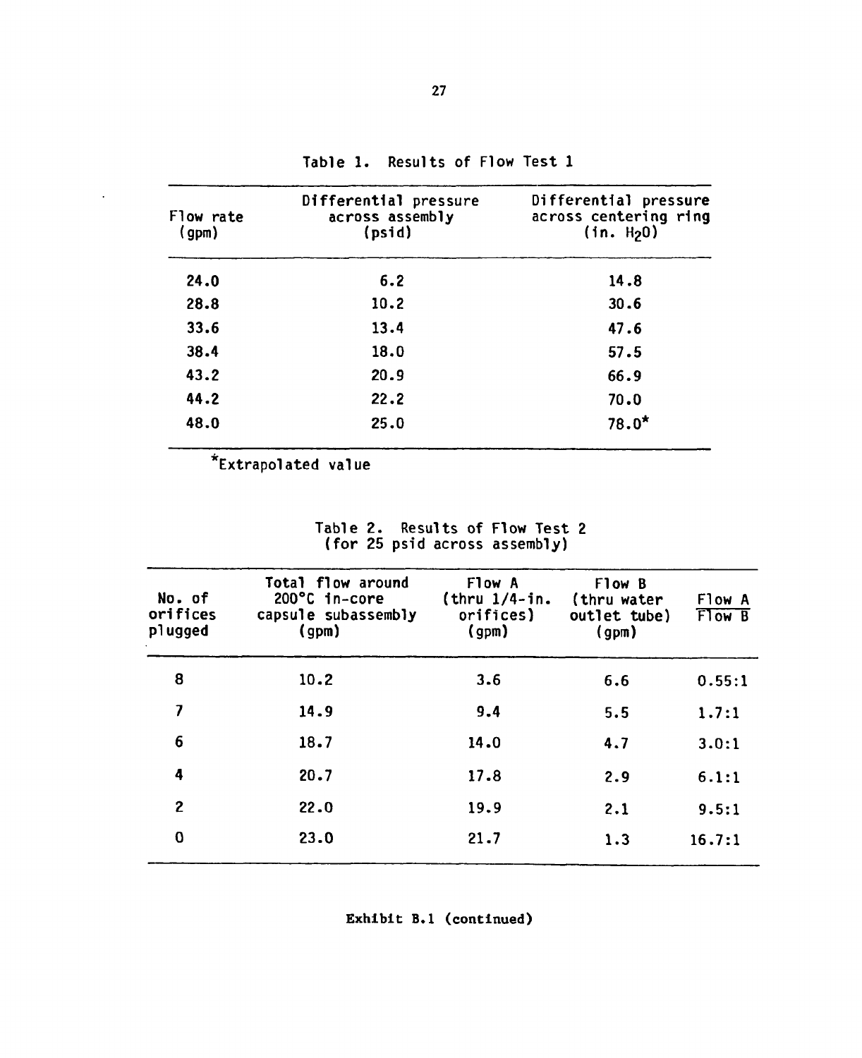Table 1. Results of Flow Test 1

| Flow rate (gpm) | Differential pressure across assembly (psid) | Differential pressure across centering ring (in. $H_2O$) |
|---|---|---|
| 24.0 | 6.2 | 14.8 |
| 28.8 | 10.2 | 30.6 |
| 33.6 | 13.4 | 47.6 |
| 38.4 | 18.0 | 57.5 |
| 43.2 | 20.9 | 66.9 |
| 44.2 | 22.2 | 70.0 |
| 48.0 | 25.0 | 78.0* |

*Extrapolated value

Table 2. Results of Flow Test 2 (for 25 psid across assembly)

| No. of orifices plugged | Total flow around 200°C in-core capsule subassembly (gpm) | Flow A (thru 1/4-in. orifices) (gpm) | Flow B (thru water outlet tube) (gpm) | Flow A / Flow B |
|---|---|---|---|---|
| 8 | 10.2 | 3.6 | 6.6 | 0.55:1 |
| 7 | 14.9 | 9.4 | 5.5 | 1.7:1 |
| 6 | 18.7 | 14.0 | 4.7 | 3.0:1 |
| 4 | 20.7 | 17.8 | 2.9 | 6.1:1 |
| 2 | 22.0 | 19.9 | 2.1 | 9.5:1 |
| 0 | 23.0 | 21.7 | 1.3 | 16.7:1 |

**Exhibit B.1 (continued)**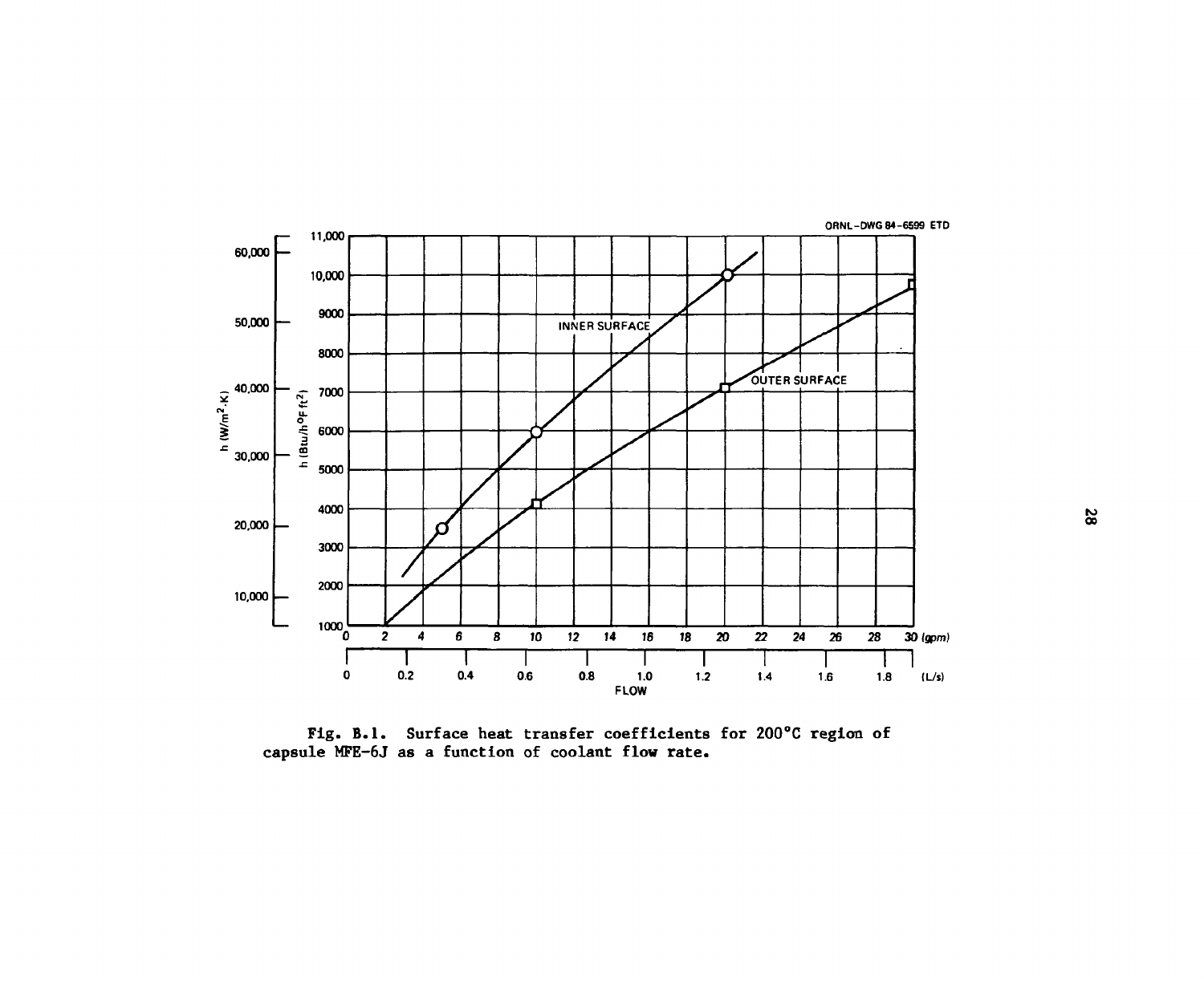Fig. B.1. Surface heat transfer coefficients for 200°C region of capsule MFE-6J as a function of coolant flow rate.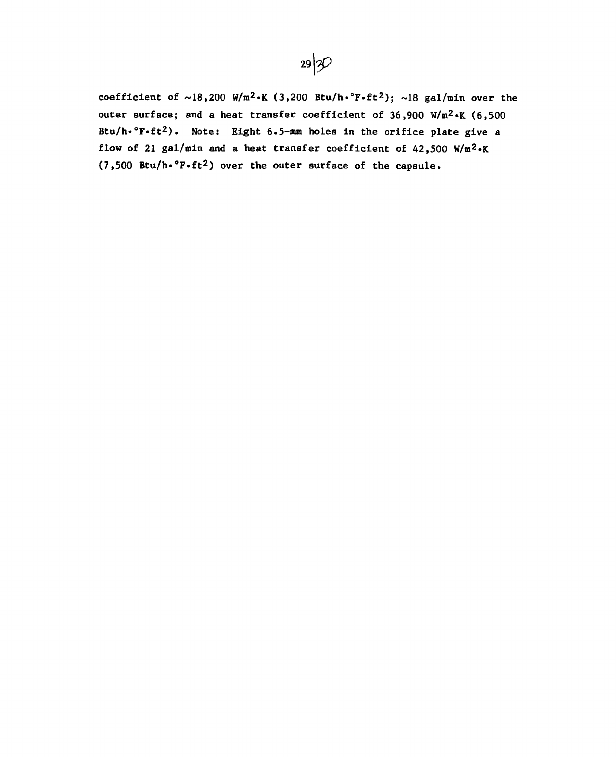coefficient of ~18,200 $W/m^2 \cdot K$ (3,200 $Btu/h \cdot °F \cdot ft^2$); ~18 gal/min over the outer surface; and a heat transfer coefficient of 36,900 $W/m^2 \cdot K$ (6,500 $Btu/h \cdot °F \cdot ft^2$). Note: Eight 6.5-mm holes in the orifice plate give a flow of 21 gal/min and a heat transfer coefficient of 42,500 $W/m^2 \cdot K$ (7,500 $Btu/h \cdot °F \cdot ft^2$) over the outer surface of the capsule.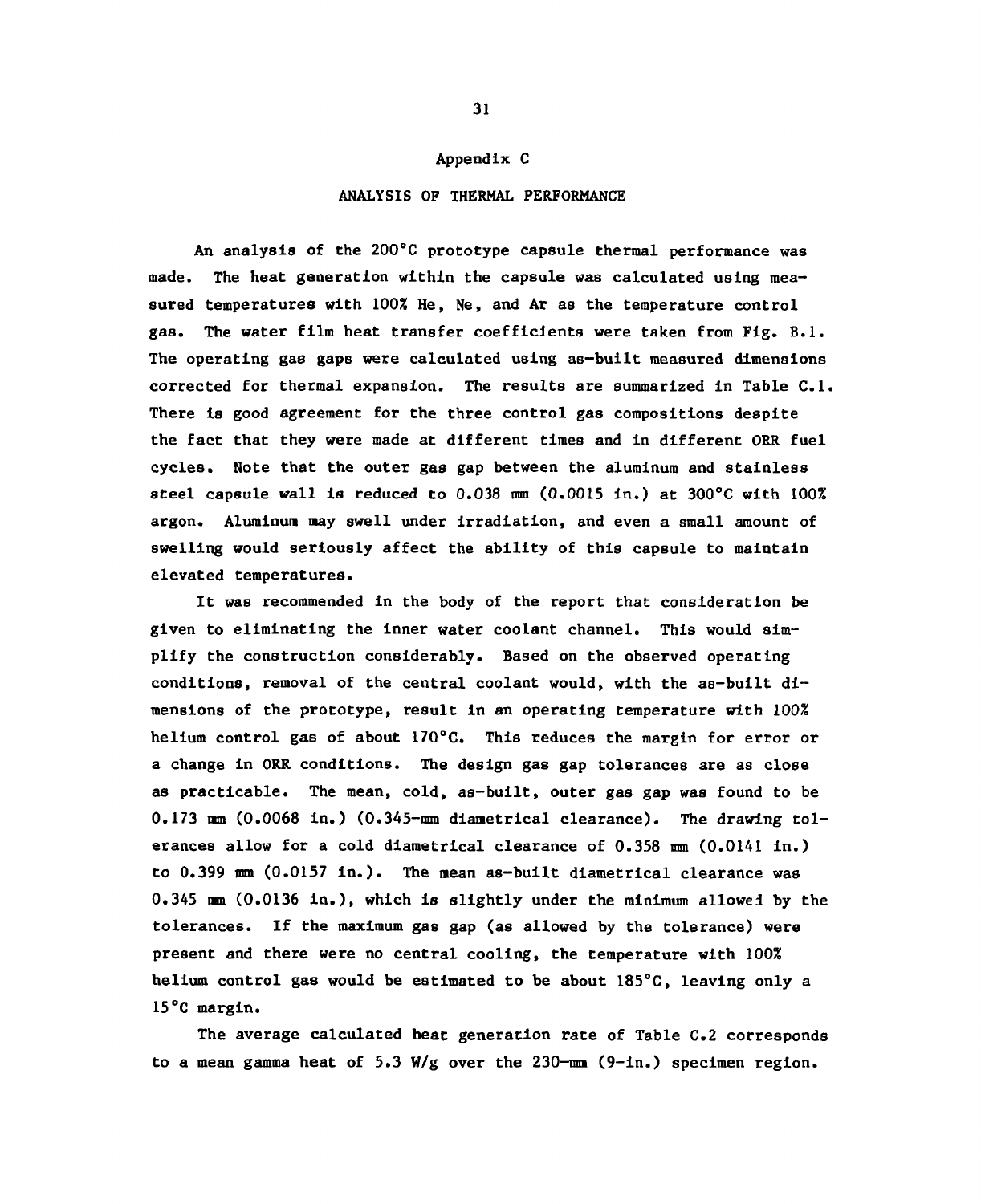# Appendix C

## ANALYSIS OF THERMAL PERFORMANCE

An analysis of the 200°C prototype capsule thermal performance was made. The heat generation within the capsule was calculated using measured temperatures with 100% He, Ne, and Ar as the temperature control gas. The water film heat transfer coefficients were taken from Fig. B.1. The operating gas gaps were calculated using as-built measured dimensions corrected for thermal expansion. The results are summarized in Table C.1. There is good agreement for the three control gas compositions despite the fact that they were made at different times and in different ORR fuel cycles. Note that the outer gas gap between the aluminum and stainless steel capsule wall is reduced to 0.038 mm (0.0015 in.) at 300°C with 100% argon. Aluminum may swell under irradiation, and even a small amount of swelling would seriously affect the ability of this capsule to maintain elevated temperatures.

It was recommended in the body of the report that consideration be given to eliminating the inner water coolant channel. This would simplify the construction considerably. Based on the observed operating conditions, removal of the central coolant would, with the as-built dimensions of the prototype, result in an operating temperature with 100% helium control gas of about 170°C. This reduces the margin for error or a change in ORR conditions. The design gas gap tolerances are as close as practicable. The mean, cold, as-built, outer gas gap was found to be 0.173 mm (0.0068 in.) (0.345-mm diametrical clearance). The drawing tolerances allow for a cold diametrical clearance of 0.358 mm (0.0141 in.) to 0.399 mm (0.0157 in.). The mean as-built diametrical clearance was 0.345 mm (0.0136 in.), which is slightly under the minimum allowed by the tolerances. If the maximum gas gap (as allowed by the tolerance) were present and there were no central cooling, the temperature with 100% helium control gas would be estimated to be about 185°C, leaving only a 15°C margin.

The average calculated heat generation rate of Table C.2 corresponds to a mean gamma heat of 5.3 W/g over the 230-mm (9-in.) specimen region.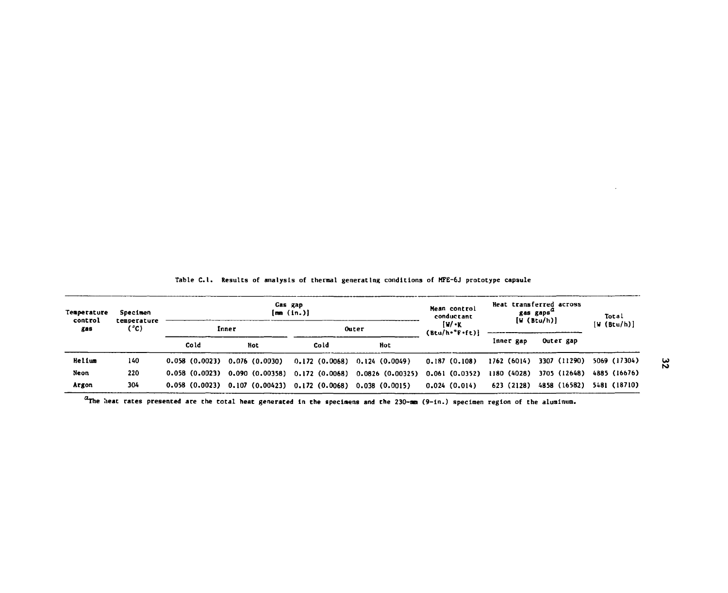Table C.1. Results of analysis of thermal generating conditions of MFE-6J prototype capsule

| Temperature control gas | Specimen temperature (°C) | Gas gap [mm (in.)] | | | | Mean control conductant [W/·K (Btu/h·°F·ft)] | Heat transferred across gas gaps[a] [W (Btu/h)] | | Total [W (Btu/h)] |
|---|---|---|---|---|---|---|---|---|---|
| | | Inner | | Outer | | | | | |
| | | Cold | Hot | Cold | Hot | | Inner gap | Outer gap | |
| Helium | 140 | 0.058 (0.0023) | 0.076 (0.0030) | 0.172 (0.0068) | 0.124 (0.0049) | 0.187 (0.108) | 1762 (6014) | 3307 (11290) | 5069 (17304) |
| Neon | 220 | 0.058 (0.0023) | 0.090 (0.00358) | 0.172 (0.0068) | 0.0826 (0.00325) | 0.061 (0.0352) | 1180 (4028) | 3705 (12648) | 4885 (16676) |
| Argon | 304 | 0.058 (0.0023) | 0.107 (0.00423) | 0.172 (0.0068) | 0.038 (0.0015) | 0.024 (0.014) | 623 (2128) | 4858 (16582) | 5481 (18710) |

[a]The heat rates presented are the total heat generated in the specimens and the 230-mm (9-in.) specimen region of the aluminum.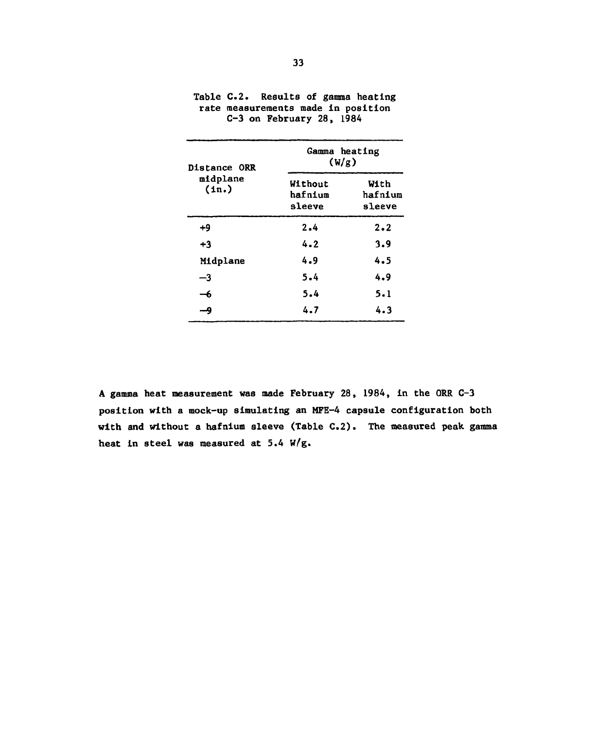Table C.2. Results of gamma heating rate measurements made in position C-3 on February 28, 1984

| Distance ORR midplane (in.) | Gamma heating (W/g) | |
|---|---|---|
| | Without hafnium sleeve | With hafnium sleeve |
| +9 | 2.4 | 2.2 |
| +3 | 4.2 | 3.9 |
| Midplane | 4.9 | 4.5 |
| −3 | 5.4 | 4.9 |
| −6 | 5.4 | 5.1 |
| −9 | 4.7 | 4.3 |

A gamma heat measurement was made February 28, 1984, in the ORR C-3 position with a mock-up simulating an MFE-4 capsule configuration both with and without a hafnium sleeve (Table C.2). The measured peak gamma heat in steel was measured at 5.4 W/g.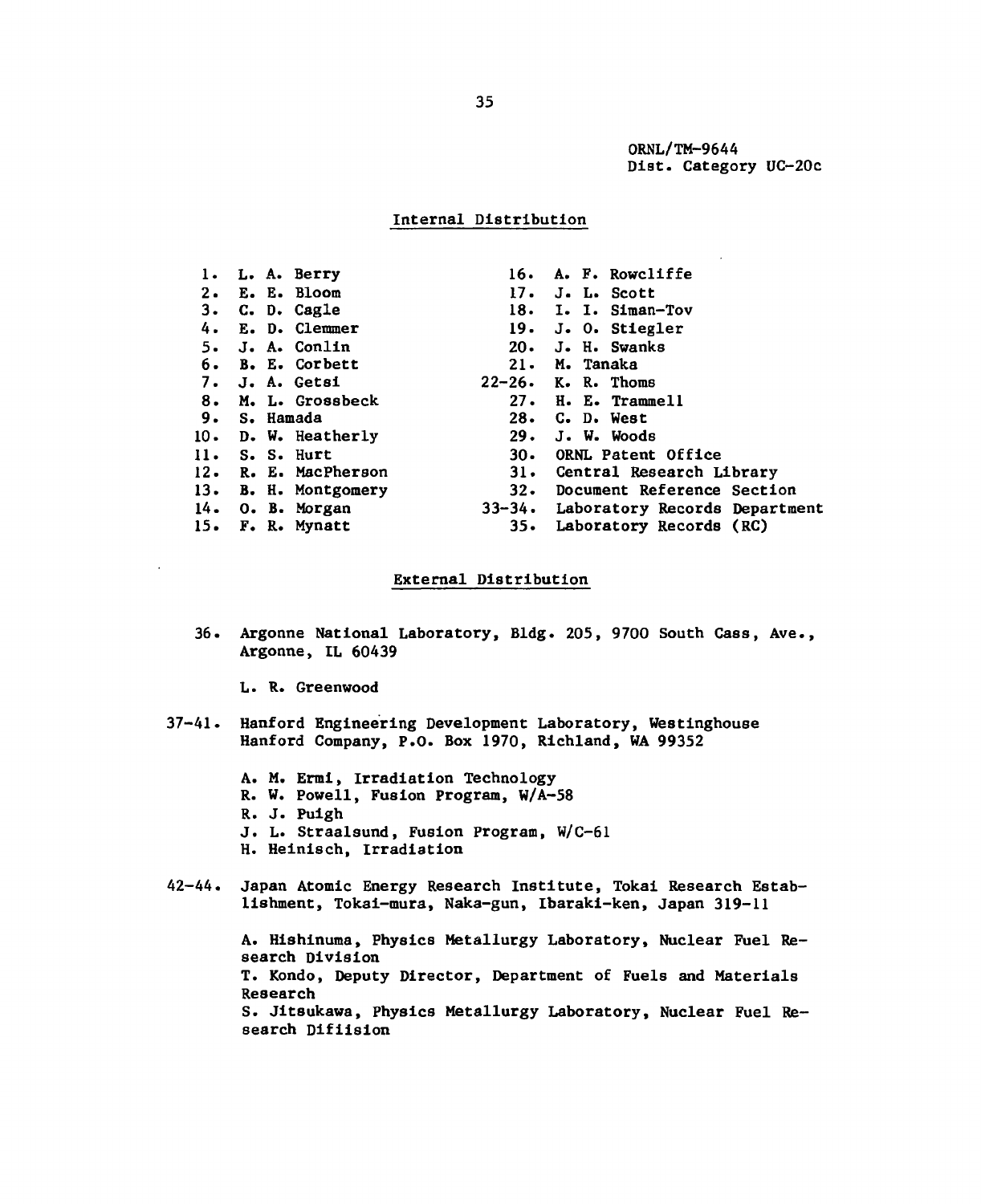ORNL/TM-9644
Dist. Category UC-20c

## Internal Distribution

1. L. A. Berry
2. E. E. Bloom
3. C. D. Cagle
4. E. D. Clemmer
5. J. A. Conlin
6. B. E. Corbett
7. J. A. Getsi
8. M. L. Grossbeck
9. S. Hamada
10. D. W. Heatherly
11. S. S. Hurt
12. R. E. MacPherson
13. B. H. Montgomery
14. O. B. Morgan
15. F. R. Mynatt
16. A. F. Rowcliffe
17. J. L. Scott
18. I. I. Siman-Tov
19. J. O. Stiegler
20. J. H. Swanks
21. M. Tanaka
22–26. K. R. Thoms
27. H. E. Trammell
28. C. D. West
29. J. W. Woods
30. ORNL Patent Office
31. Central Research Library
32. Document Reference Section
33–34. Laboratory Records Department
35. Laboratory Records (RC)

## External Distribution

36. Argonne National Laboratory, Bldg. 205, 9700 South Cass, Ave., Argonne, IL 60439

    L. R. Greenwood

37–41. Hanford Engineering Development Laboratory, Westinghouse Hanford Company, P.O. Box 1970, Richland, WA 99352

    A. M. Ermi, Irradiation Technology
    R. W. Powell, Fusion Program, W/A-58
    R. J. Puigh
    J. L. Straalsund, Fusion Program, W/C-61
    H. Heinisch, Irradiation

42–44. Japan Atomic Energy Research Institute, Tokai Research Establishment, Tokai-mura, Naka-gun, Ibaraki-ken, Japan 319-11

    A. Hishinuma, Physics Metallurgy Laboratory, Nuclear Fuel Research Division
    T. Kondo, Deputy Director, Department of Fuels and Materials Research
    S. Jitsukawa, Physics Metallurgy Laboratory, Nuclear Fuel Research Difiision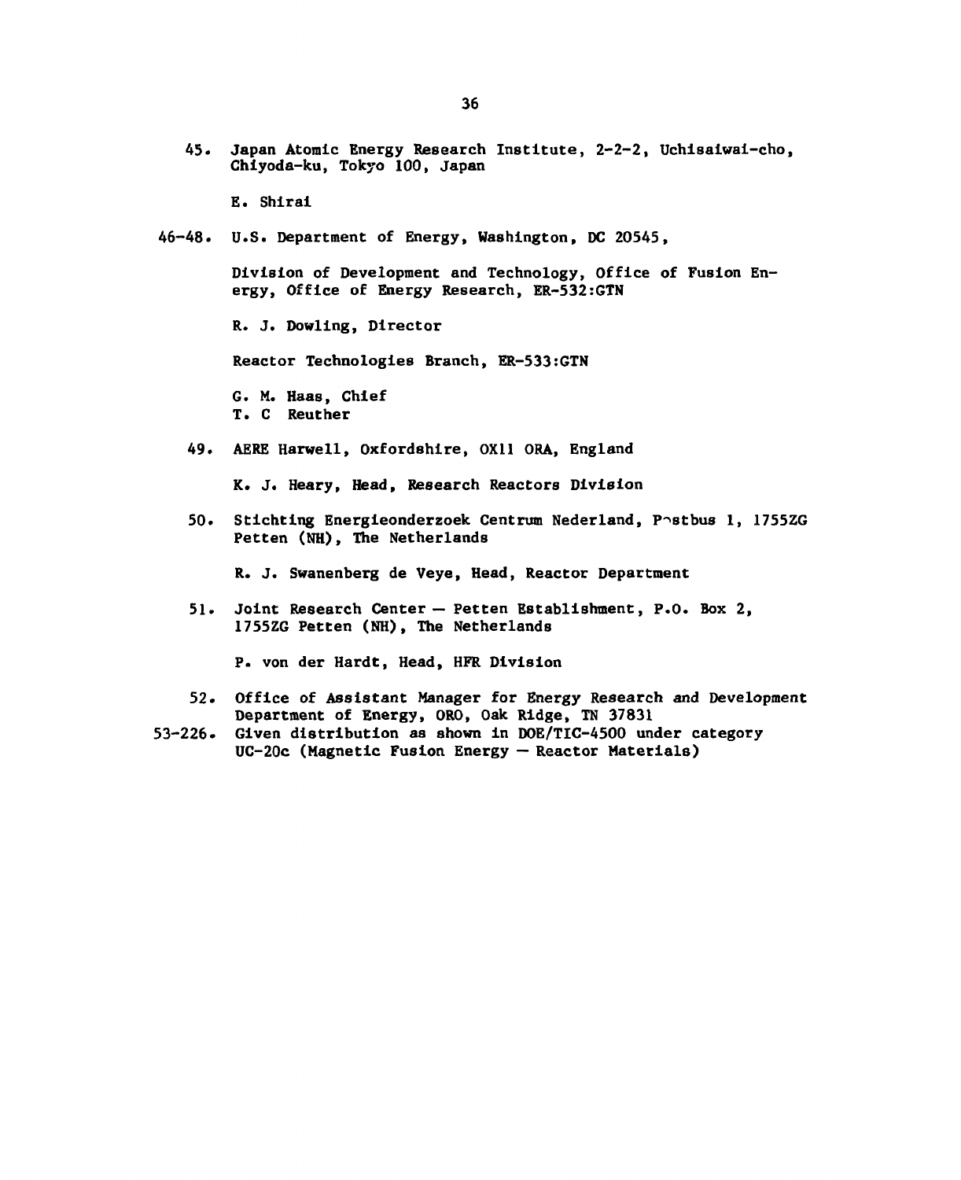45. Japan Atomic Energy Research Institute, 2-2-2, Uchisaiwai-cho, Chiyoda-ku, Tokyo 100, Japan

    E. Shirai

46-48. U.S. Department of Energy, Washington, DC 20545,

    Division of Development and Technology, Office of Fusion Energy, Office of Energy Research, ER-532:GTN

    R. J. Dowling, Director

    Reactor Technologies Branch, ER-533:GTN

    G. M. Haas, Chief
    T. C Reuther

49. AERE Harwell, Oxfordshire, OX11 ORA, England

    K. J. Heary, Head, Research Reactors Division

50. Stichting Energieonderzoek Centrum Nederland, Postbus 1, 1755ZG Petten (NH), The Netherlands

    R. J. Swanenberg de Veye, Head, Reactor Department

51. Joint Research Center — Petten Establishment, P.O. Box 2, 1755ZG Petten (NH), The Netherlands

    P. von der Hardt, Head, HFR Division

52. Office of Assistant Manager for Energy Research and Development Department of Energy, ORO, Oak Ridge, TN 37831

53-226. Given distribution as shown in DOE/TIC-4500 under category UC-20c (Magnetic Fusion Energy — Reactor Materials)